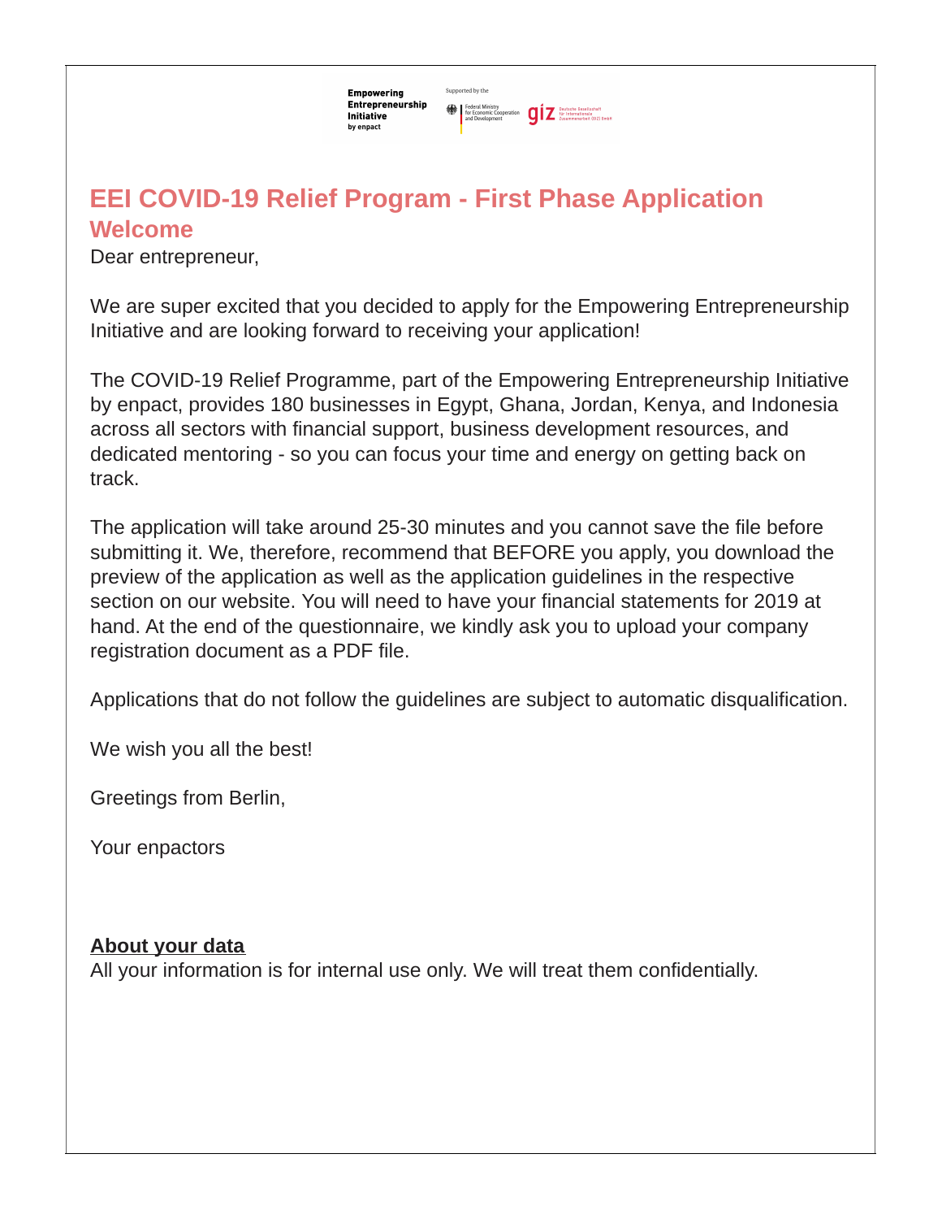Empowering Entrepreneurship Initiative by enpact

Supported by the Federal Ministry for Economic Cooperation and Development | giz Deutsche Gesellschaft für Internationale Zusammenarbeit (GIZ) GmbH

# EEI COVID-19 Relief Program - First Phase Application

## Welcome

Dear entrepreneur,

We are super excited that you decided to apply for the Empowering Entrepreneurship Initiative and are looking forward to receiving your application!

The COVID-19 Relief Programme, part of the Empowering Entrepreneurship Initiative by enpact, provides 180 businesses in Egypt, Ghana, Jordan, Kenya, and Indonesia across all sectors with financial support, business development resources, and dedicated mentoring - so you can focus your time and energy on getting back on track.

The application will take around 25-30 minutes and you cannot save the file before submitting it. We, therefore, recommend that BEFORE you apply, you download the preview of the application as well as the application guidelines in the respective section on our website. You will need to have your financial statements for 2019 at hand. At the end of the questionnaire, we kindly ask you to upload your company registration document as a PDF file.

Applications that do not follow the guidelines are subject to automatic disqualification.

We wish you all the best!

Greetings from Berlin,

Your enpactors

**About your data**

All your information is for internal use only. We will treat them confidentially.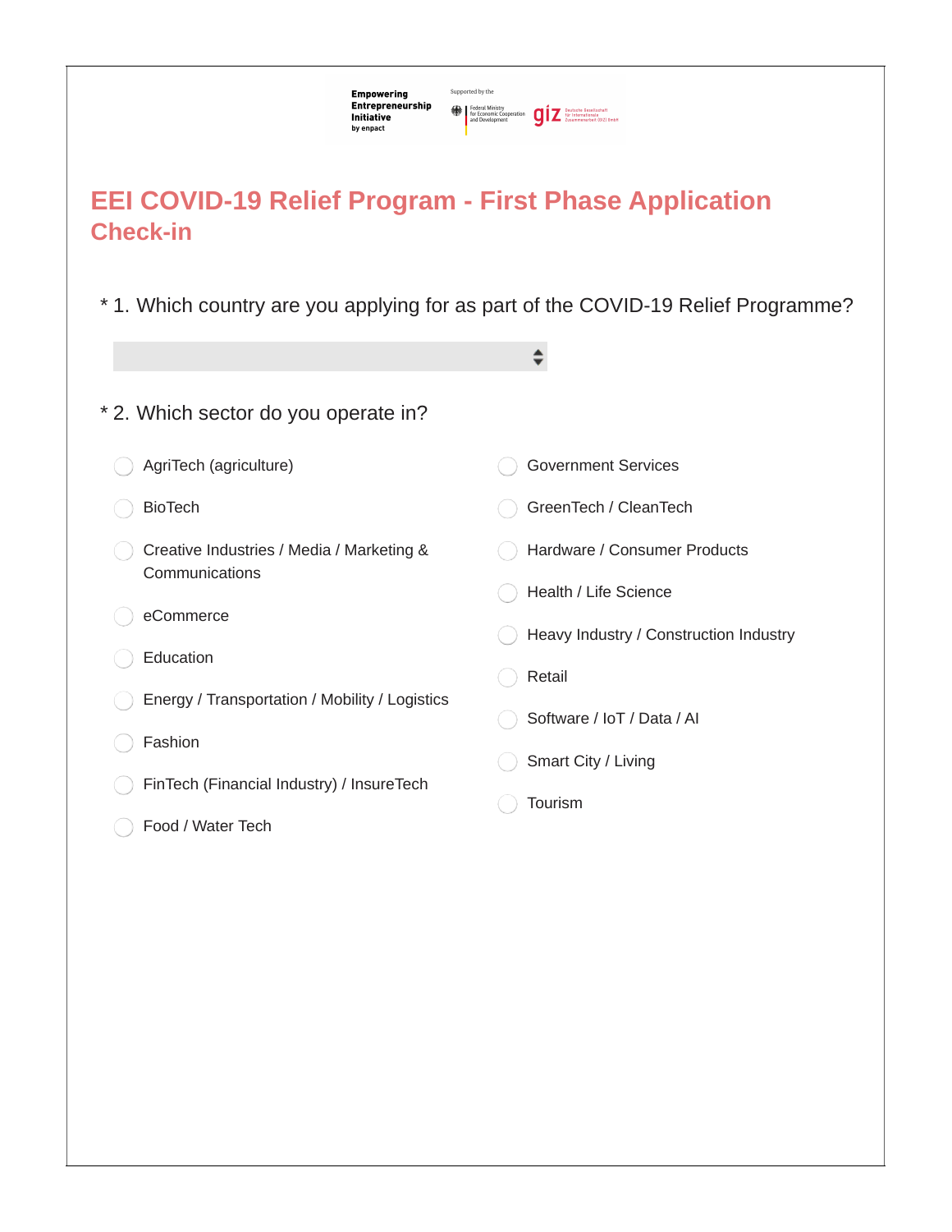Empowering Entrepreneurship Initiative by enpact

Supported by the Federal Ministry for Economic Cooperation and Development

giz Deutsche Gesellschaft für Internationale Zusammenarbeit (GIZ) GmbH

# EEI COVID-19 Relief Program - First Phase Application Check-in

\* 1. Which country are you applying for as part of the COVID-19 Relief Programme?

\* 2. Which sector do you operate in?

- AgriTech (agriculture)
- BioTech
- Creative Industries / Media / Marketing & Communications
- eCommerce
- Education
- Energy / Transportation / Mobility / Logistics
- Fashion
- FinTech (Financial Industry) / InsureTech
- Food / Water Tech
- Government Services
- GreenTech / CleanTech
- Hardware / Consumer Products
- Health / Life Science
- Heavy Industry / Construction Industry
- Retail
- Software / IoT / Data / AI
- Smart City / Living
- Tourism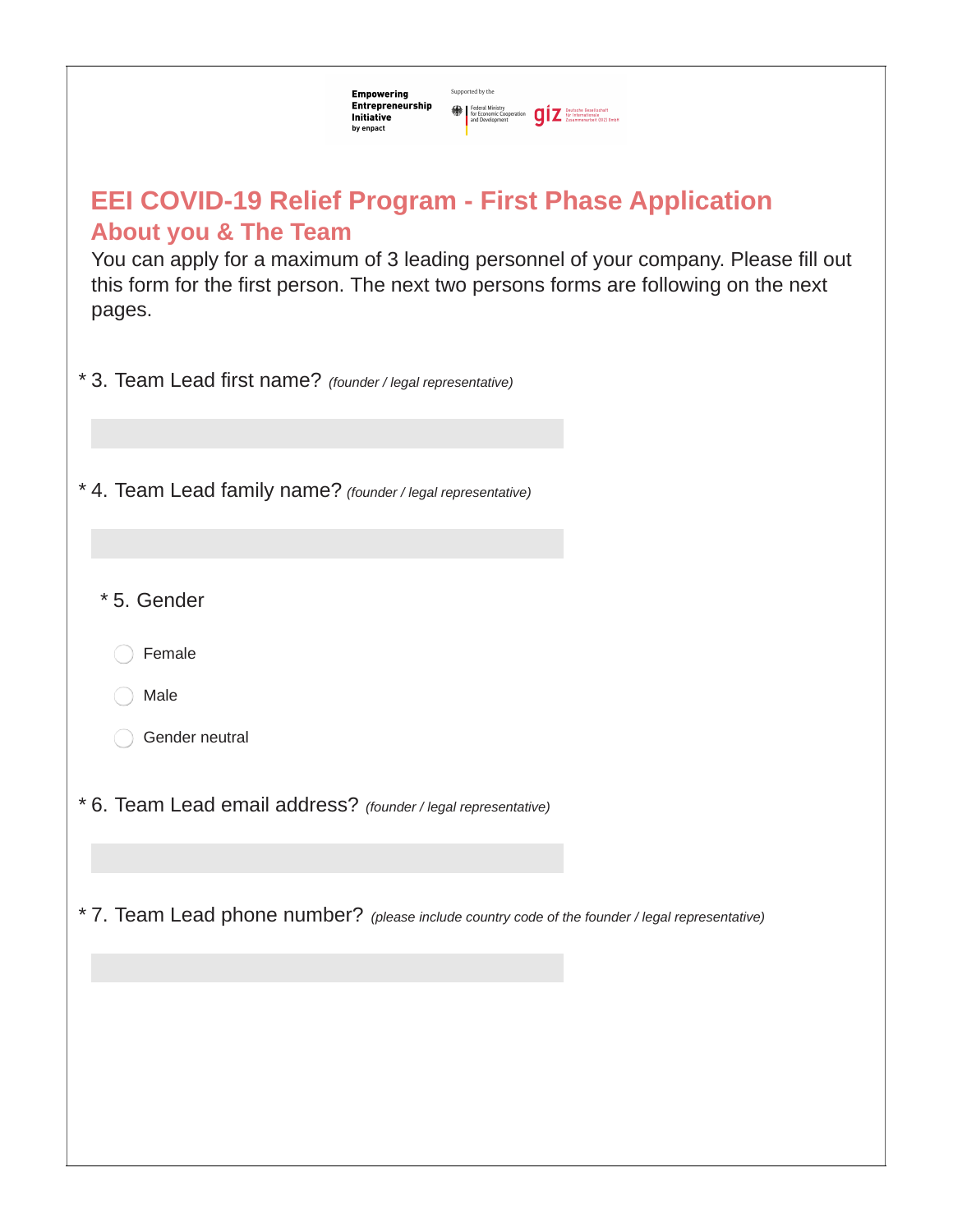Empowering Entrepreneurship Initiative by enpact

Supported by the Federal Ministry for Economic Cooperation and Development | giz Deutsche Gesellschaft für Internationale Zusammenarbeit (GIZ) GmbH

# EEI COVID-19 Relief Program - First Phase Application

## About you & The Team

You can apply for a maximum of 3 leading personnel of your company. Please fill out this form for the first person. The next two persons forms are following on the next pages.

* 3. Team Lead first name? *(founder / legal representative)*

* 4. Team Lead family name? *(founder / legal representative)*

* 5. Gender

- Female
- Male
- Gender neutral

* 6. Team Lead email address? *(founder / legal representative)*

* 7. Team Lead phone number? *(please include country code of the founder / legal representative)*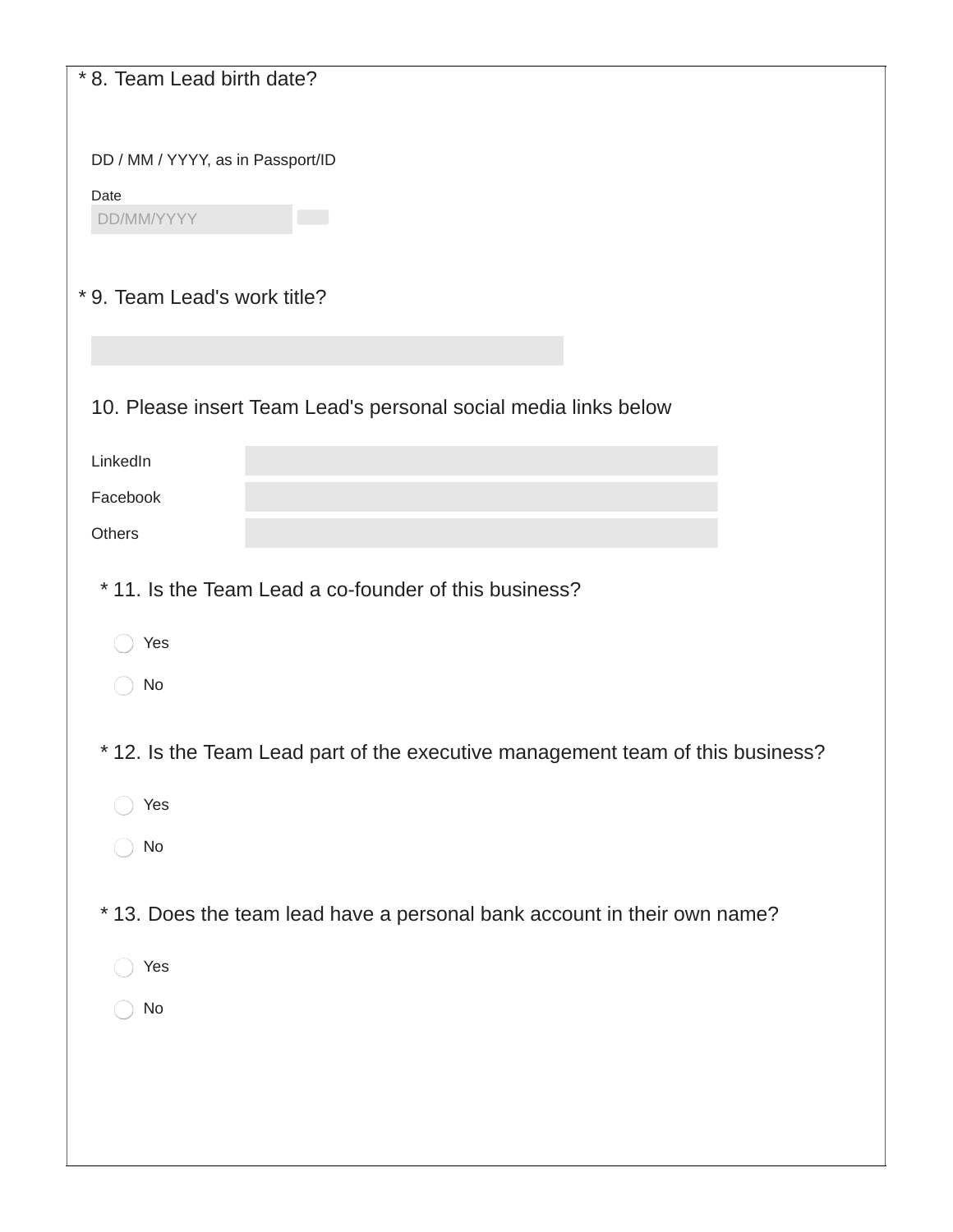\* 8. Team Lead birth date?

DD / MM / YYYY, as in Passport/ID

Date

DD/MM/YYYY

\* 9. Team Lead's work title?

10. Please insert Team Lead's personal social media links below

LinkedIn

Facebook

Others

\* 11. Is the Team Lead a co-founder of this business?

- Yes
- No

\* 12. Is the Team Lead part of the executive management team of this business?

- Yes
- No

\* 13. Does the team lead have a personal bank account in their own name?

- Yes
- No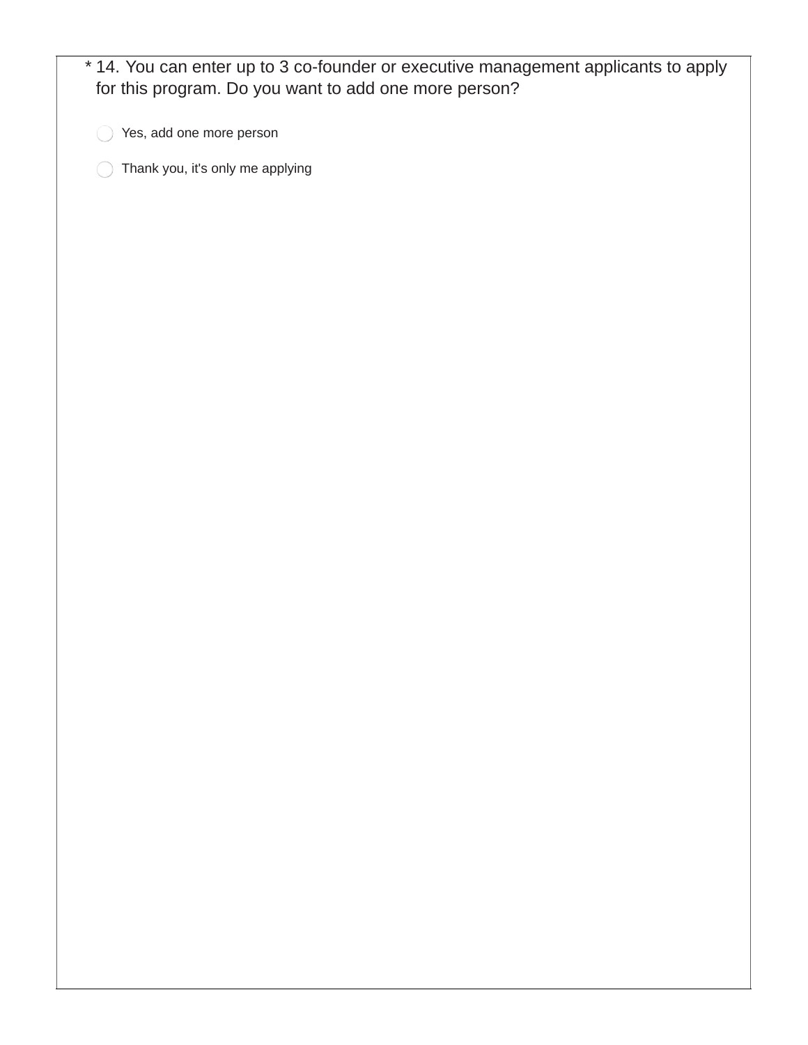\* 14. You can enter up to 3 co-founder or executive management applicants to apply for this program. Do you want to add one more person?

- ◯ Yes, add one more person
- ◯ Thank you, it's only me applying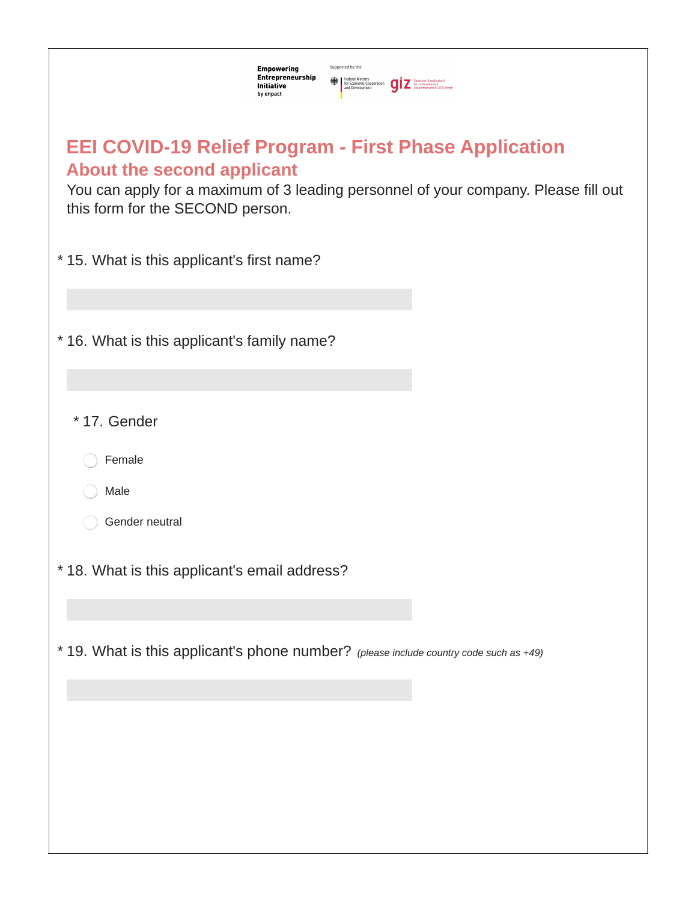Empowering Entrepreneurship Initiative by enpact

Supported by the Federal Ministry for Economic Cooperation and Development giz Deutsche Gesellschaft für Internationale Zusammenarbeit (GIZ) GmbH

# EEI COVID-19 Relief Program - First Phase Application

## About the second applicant

You can apply for a maximum of 3 leading personnel of your company. Please fill out this form for the SECOND person.

\* 15. What is this applicant's first name?

\* 16. What is this applicant's family name?

\* 17. Gender

- Female
- Male
- Gender neutral

\* 18. What is this applicant's email address?

\* 19. What is this applicant's phone number? *(please include country code such as +49)*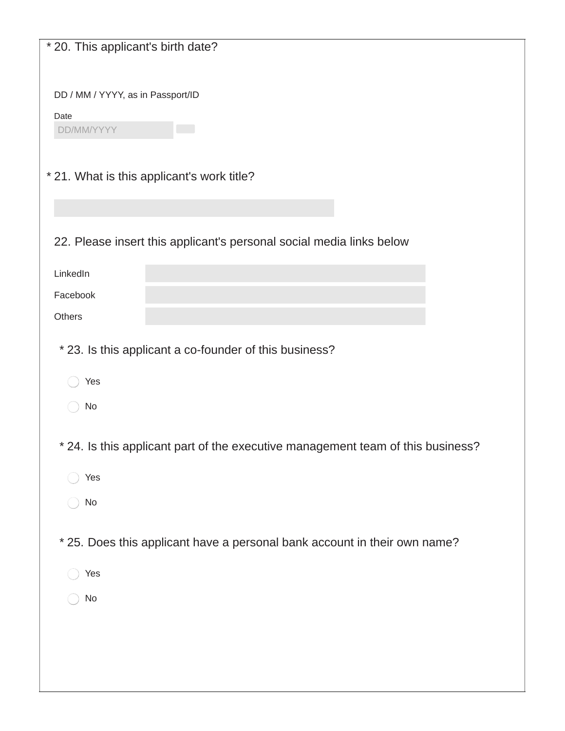* 20. This applicant's birth date?

DD / MM / YYYY, as in Passport/ID

Date

DD/MM/YYYY

* 21. What is this applicant's work title?

22. Please insert this applicant's personal social media links below

LinkedIn

Facebook

Others

* 23. Is this applicant a co-founder of this business?

- Yes
- No

* 24. Is this applicant part of the executive management team of this business?

- Yes
- No

* 25. Does this applicant have a personal bank account in their own name?

- Yes
- No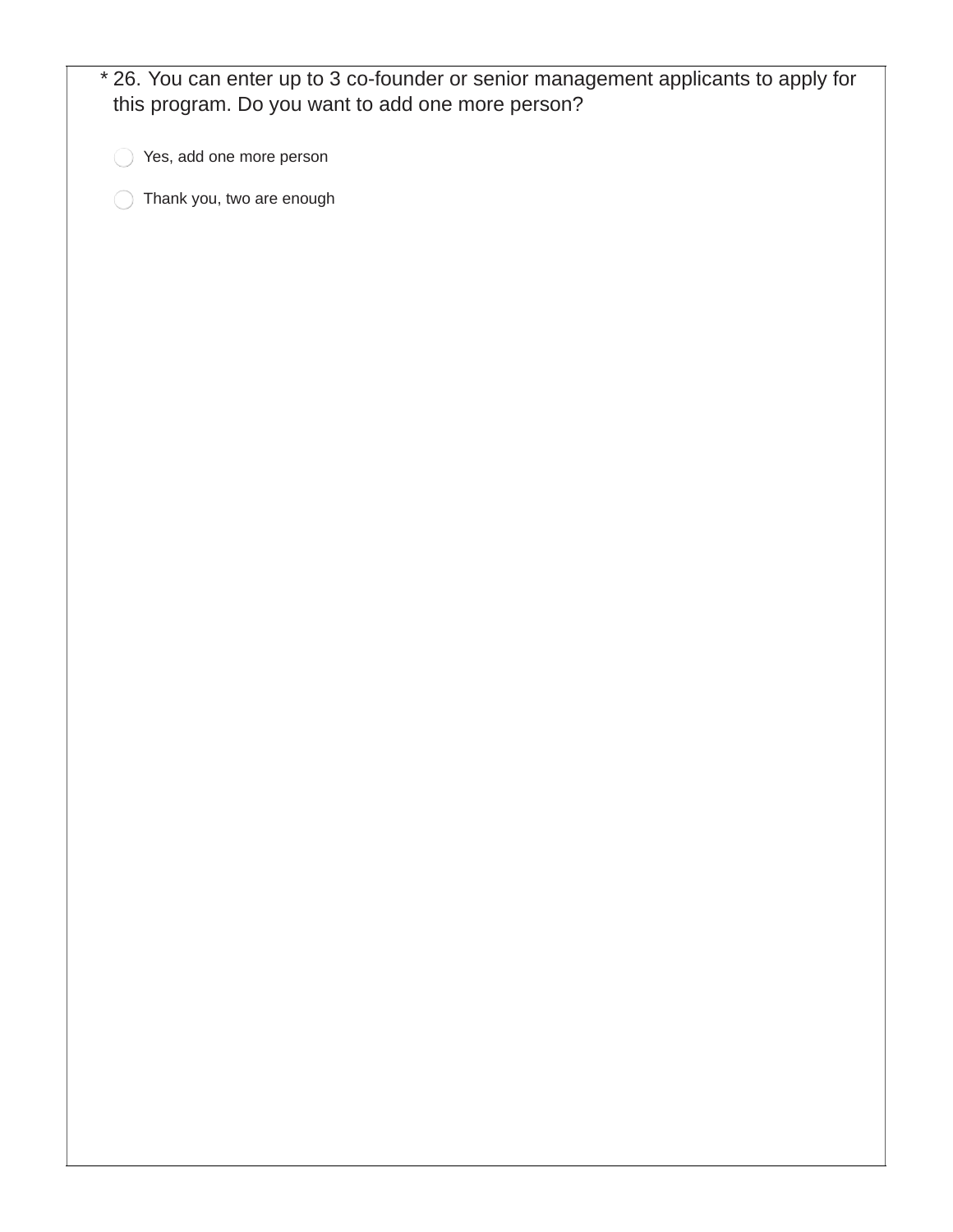* 26. You can enter up to 3 co-founder or senior management applicants to apply for this program. Do you want to add one more person?

- ◯ Yes, add one more person
- ◯ Thank you, two are enough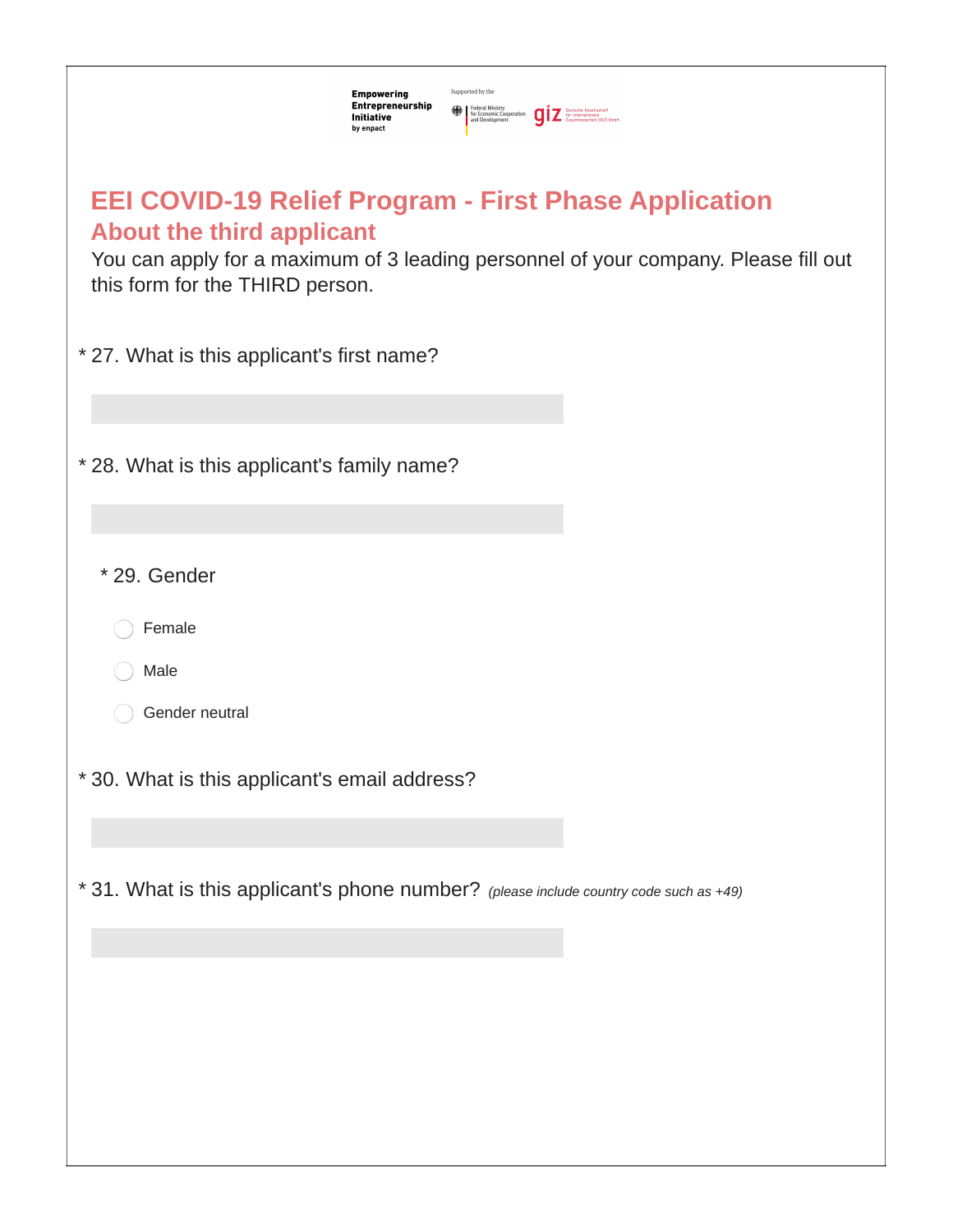# EEI COVID-19 Relief Program - First Phase Application

## About the third applicant

You can apply for a maximum of 3 leading personnel of your company. Please fill out this form for the THIRD person.

* 27. What is this applicant's first name?

* 28. What is this applicant's family name?

* 29. Gender

- Female
- Male
- Gender neutral

* 30. What is this applicant's email address?

* 31. What is this applicant's phone number? *(please include country code such as +49)*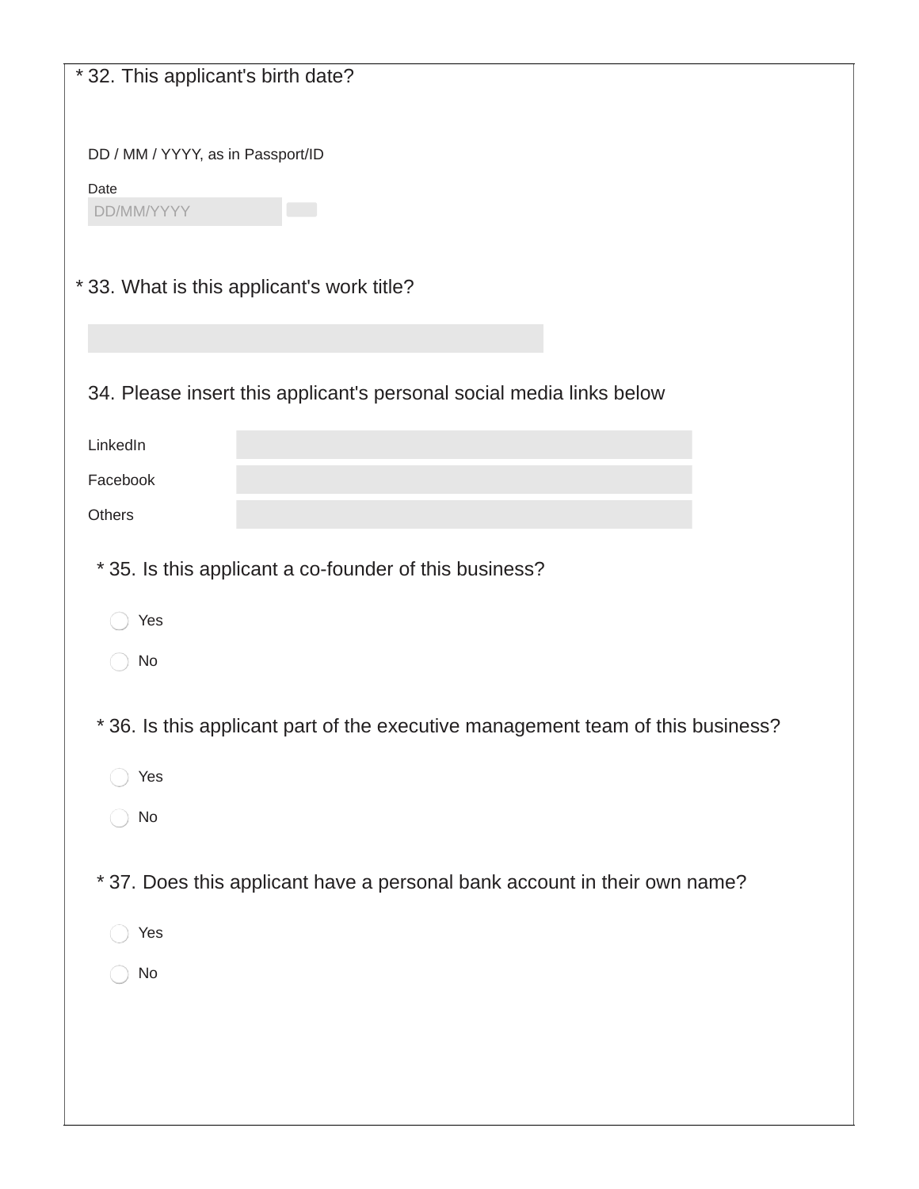\* 32. This applicant's birth date?

DD / MM / YYYY, as in Passport/ID

Date

DD/MM/YYYY

\* 33. What is this applicant's work title?

34. Please insert this applicant's personal social media links below

LinkedIn

Facebook

Others

\* 35. Is this applicant a co-founder of this business?

- Yes
- No

\* 36. Is this applicant part of the executive management team of this business?

- Yes
- No

\* 37. Does this applicant have a personal bank account in their own name?

- Yes
- No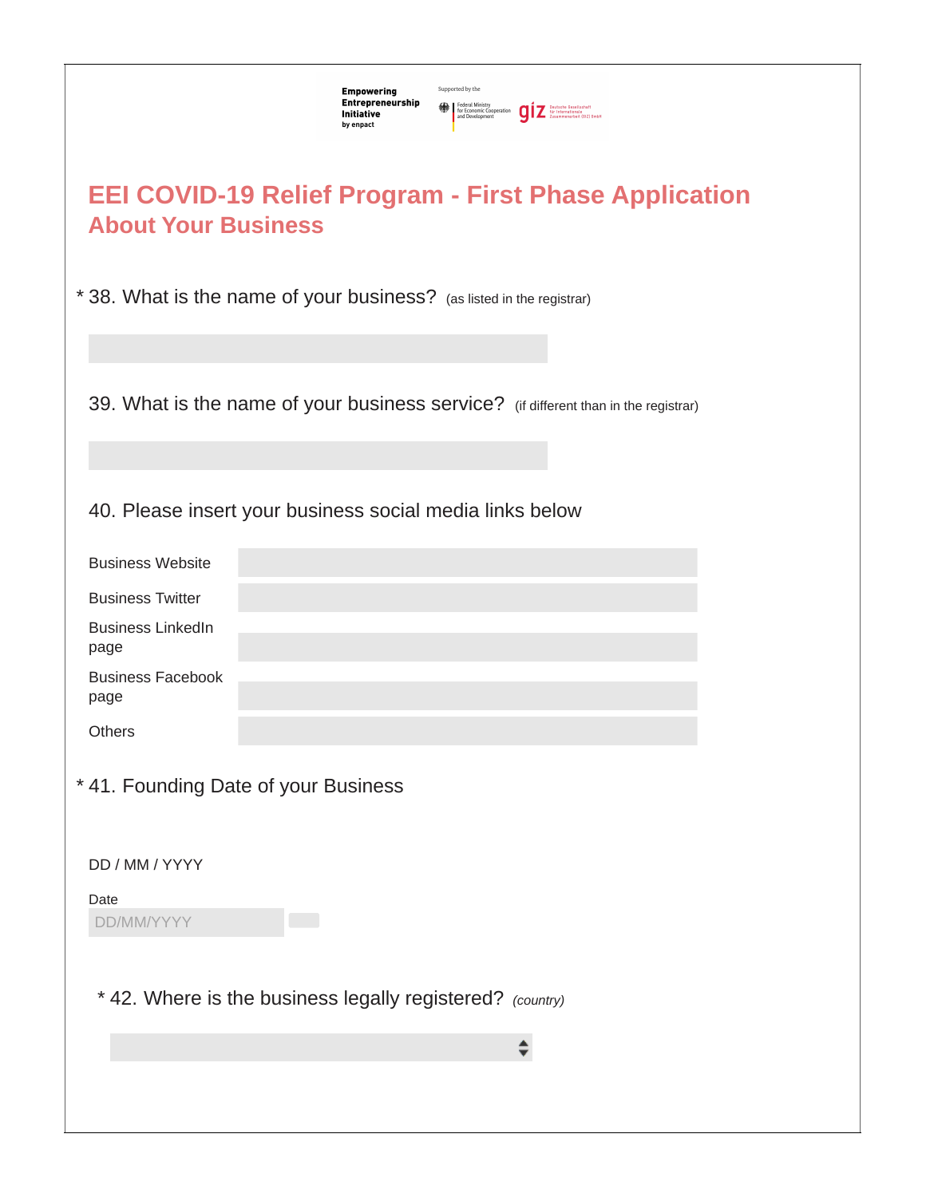Empowering Entrepreneurship Initiative by enpact

Supported by the Federal Ministry for Economic Cooperation and Development giz Deutsche Gesellschaft für Internationale Zusammenarbeit (GIZ) GmbH

# EEI COVID-19 Relief Program - First Phase Application

## About Your Business

* 38. What is the name of your business? (as listed in the registrar)

39. What is the name of your business service? (if different than in the registrar)

40. Please insert your business social media links below

Business Website

Business Twitter

Business LinkedIn page

Business Facebook page

Others

* 41. Founding Date of your Business

DD / MM / YYYY

Date

DD/MM/YYYY

* 42. Where is the business legally registered? *(country)*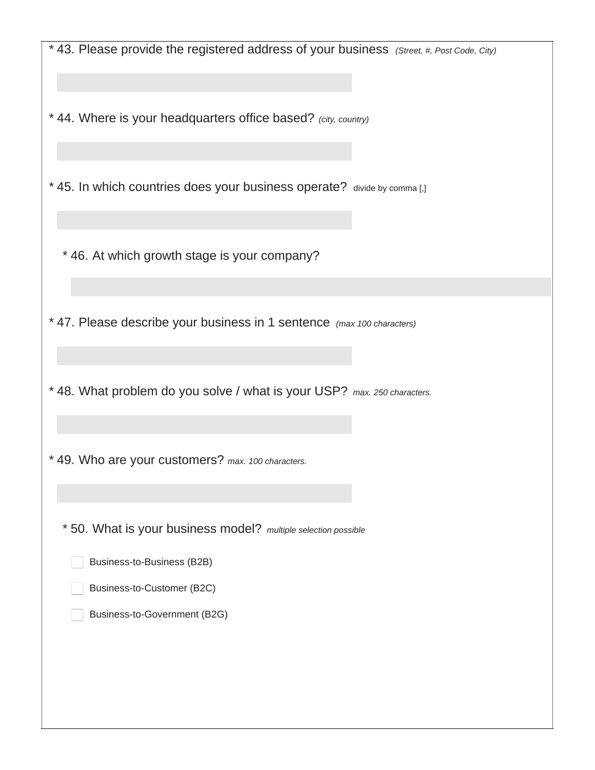\* 43. Please provide the registered address of your business *(Street, #, Post Code, City)*

\* 44. Where is your headquarters office based? *(city, country)*

\* 45. In which countries does your business operate? divide by comma [,]

\* 46. At which growth stage is your company?

\* 47. Please describe your business in 1 sentence *(max 100 characters)*

\* 48. What problem do you solve / what is your USP? *max. 250 characters.*

\* 49. Who are your customers? *max. 100 characters.*

\* 50. What is your business model? *multiple selection possible*

- [ ] Business-to-Business (B2B)
- [ ] Business-to-Customer (B2C)
- [ ] Business-to-Government (B2G)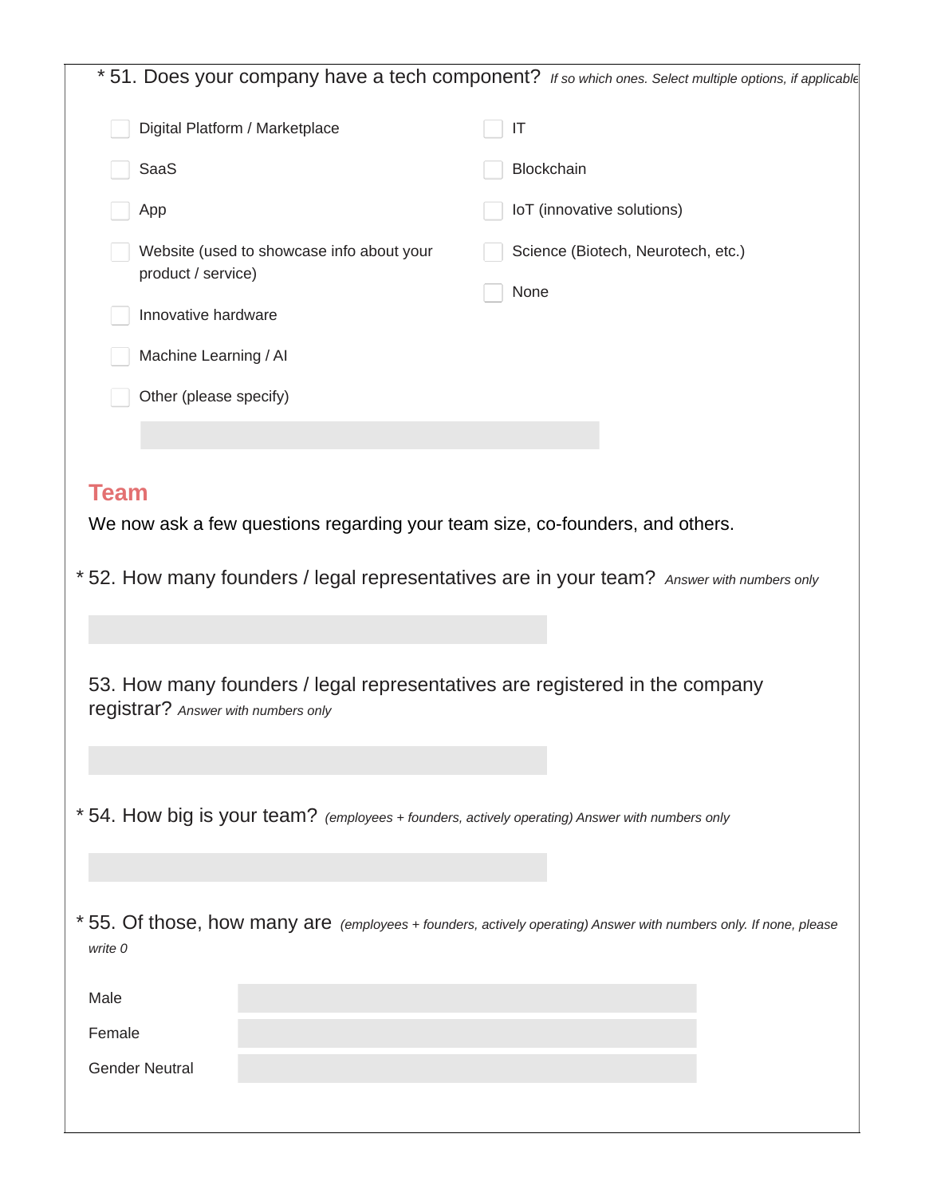\* 51. Does your company have a tech component? *If so which ones. Select multiple options, if applicable*

- [ ] Digital Platform / Marketplace
- [ ] SaaS
- [ ] App
- [ ] Website (used to showcase info about your product / service)
- [ ] Innovative hardware
- [ ] Machine Learning / AI
- [ ] Other (please specify)
- [ ] IT
- [ ] Blockchain
- [ ] IoT (innovative solutions)
- [ ] Science (Biotech, Neurotech, etc.)
- [ ] None

## Team

We now ask a few questions regarding your team size, co-founders, and others.

\* 52. How many founders / legal representatives are in your team? *Answer with numbers only*

53. How many founders / legal representatives are registered in the company registrar? *Answer with numbers only*

\* 54. How big is your team? *(employees + founders, actively operating) Answer with numbers only*

\* 55. Of those, how many are *(employees + founders, actively operating) Answer with numbers only. If none, please write 0*

Male

Female

Gender Neutral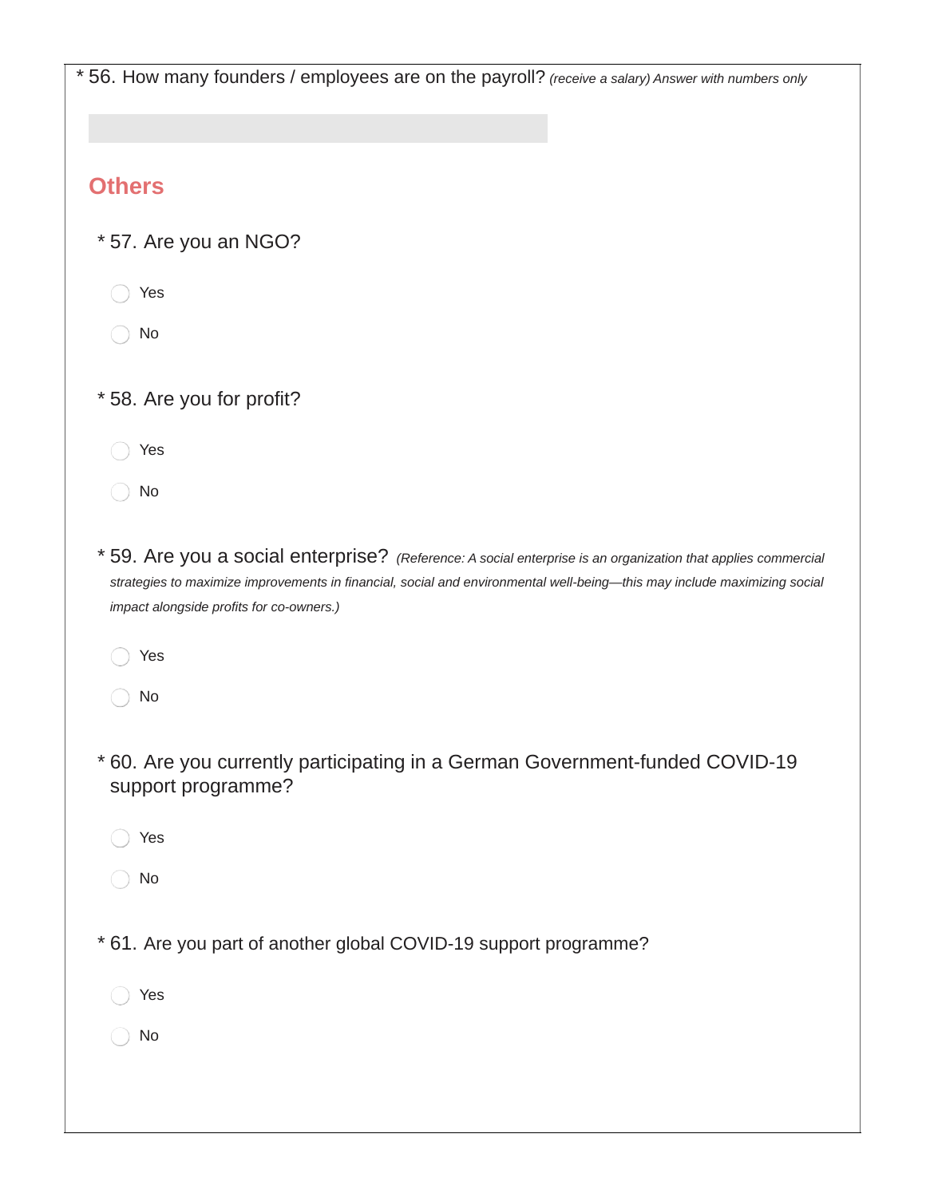\* 56. How many founders / employees are on the payroll? *(receive a salary) Answer with numbers only*

## Others

\* 57. Are you an NGO?

- Yes
- No

\* 58. Are you for profit?

- Yes
- No

\* 59. Are you a social enterprise? *(Reference: A social enterprise is an organization that applies commercial strategies to maximize improvements in financial, social and environmental well-being—this may include maximizing social impact alongside profits for co-owners.)*

- Yes
- No

\* 60. Are you currently participating in a German Government-funded COVID-19 support programme?

- Yes
- No

\* 61. Are you part of another global COVID-19 support programme?

- Yes
- No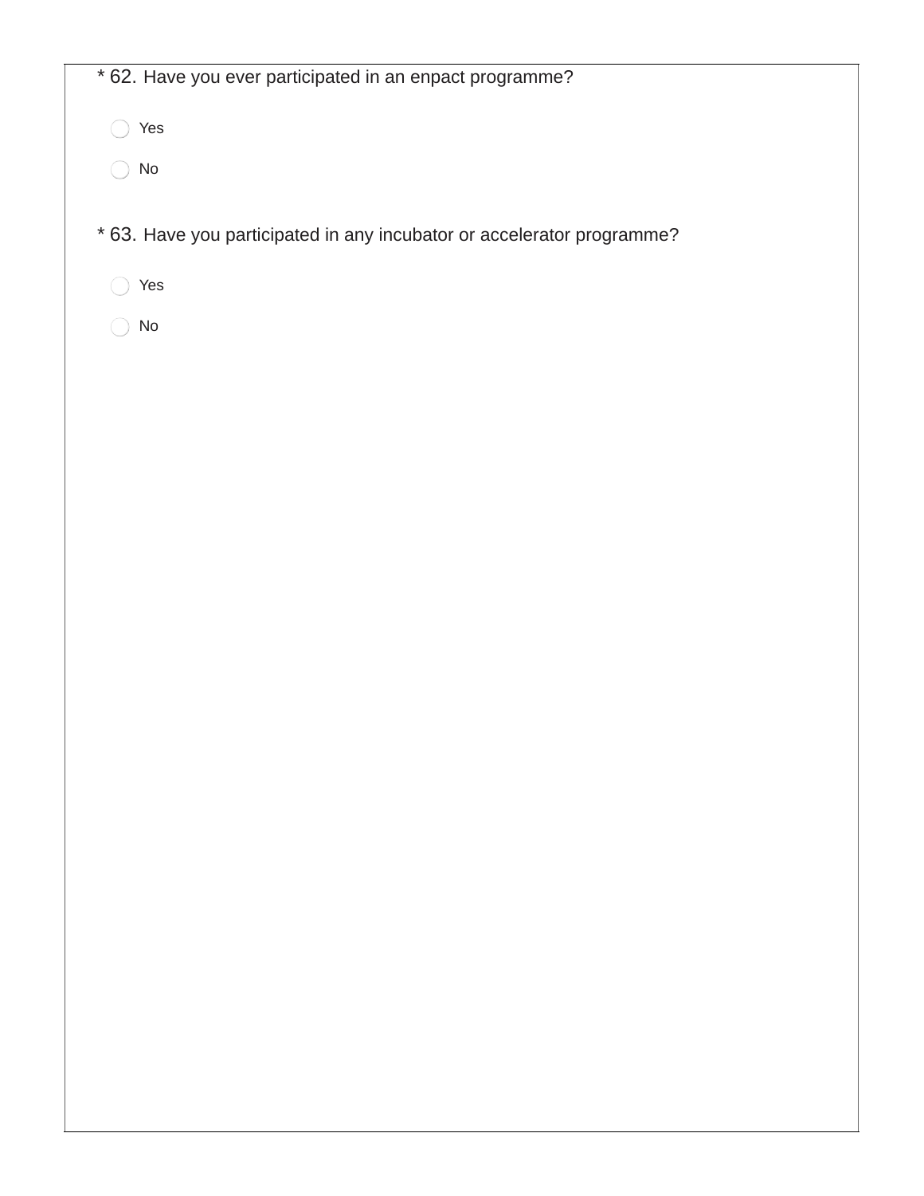\* 62. Have you ever participated in an enpact programme?

- Yes
- No

\* 63. Have you participated in any incubator or accelerator programme?

- Yes
- No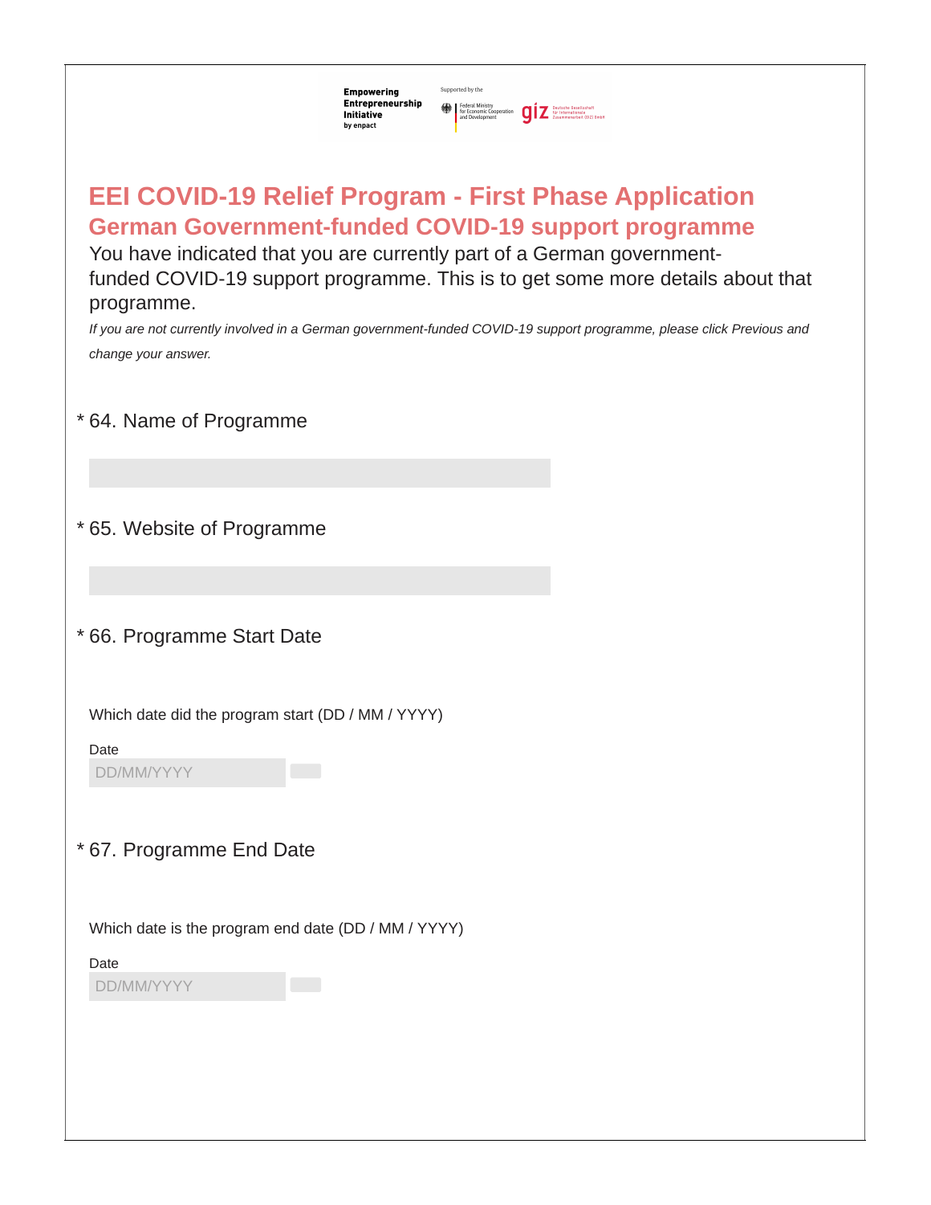# EEI COVID-19 Relief Program - First Phase Application

## German Government-funded COVID-19 support programme

You have indicated that you are currently part of a German government-funded COVID-19 support programme. This is to get some more details about that programme.

*If you are not currently involved in a German government-funded COVID-19 support programme, please click Previous and change your answer.*

\* 64. Name of Programme

\* 65. Website of Programme

\* 66. Programme Start Date

Which date did the program start (DD / MM / YYYY)

Date

DD/MM/YYYY

\* 67. Programme End Date

Which date is the program end date (DD / MM / YYYY)

Date

DD/MM/YYYY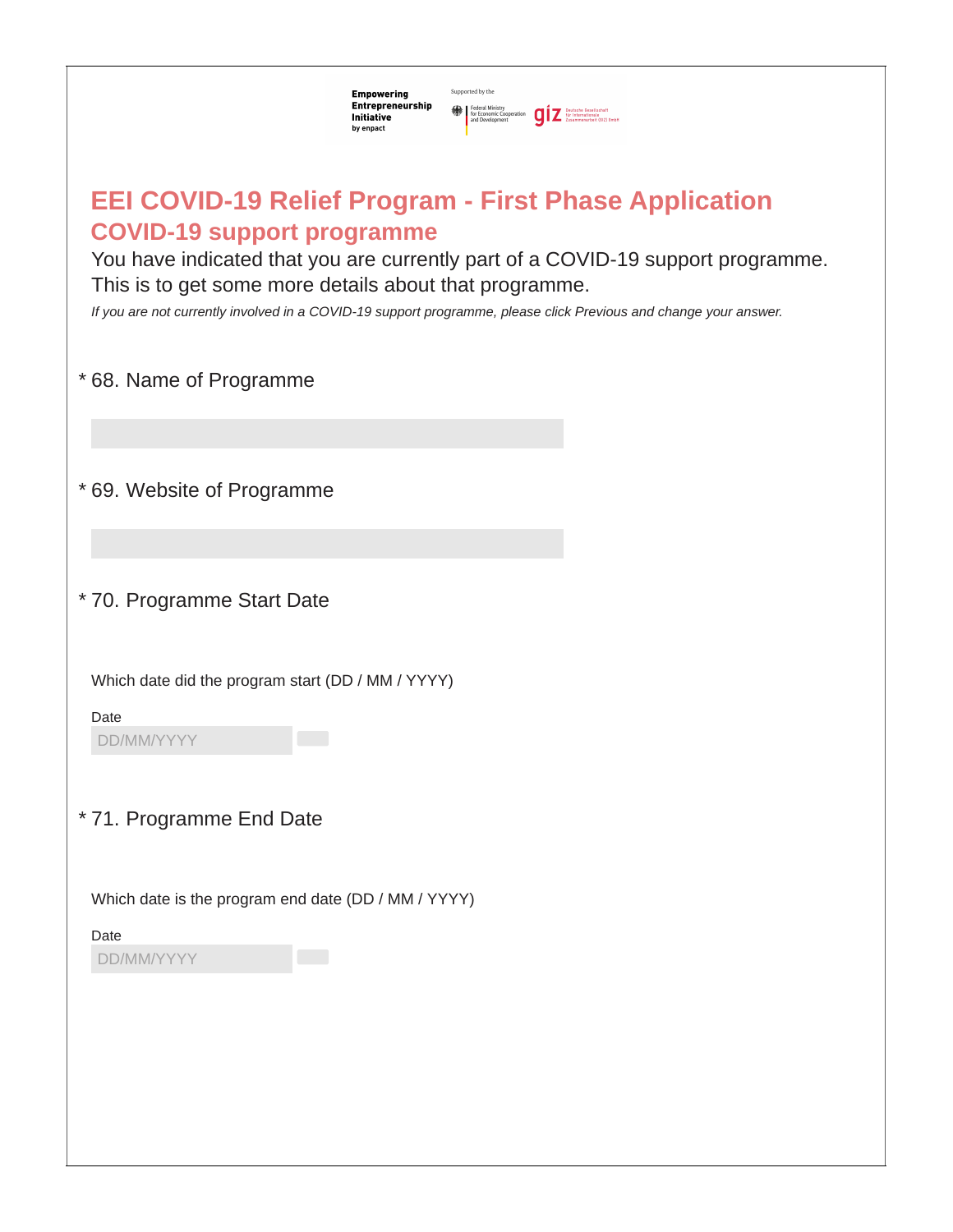# EEI COVID-19 Relief Program - First Phase Application

## COVID-19 support programme

You have indicated that you are currently part of a COVID-19 support programme. This is to get some more details about that programme.

*If you are not currently involved in a COVID-19 support programme, please click Previous and change your answer.*

\* 68. Name of Programme

\* 69. Website of Programme

\* 70. Programme Start Date

Which date did the program start (DD / MM / YYYY)

Date

DD/MM/YYYY

\* 71. Programme End Date

Which date is the program end date (DD / MM / YYYY)

Date

DD/MM/YYYY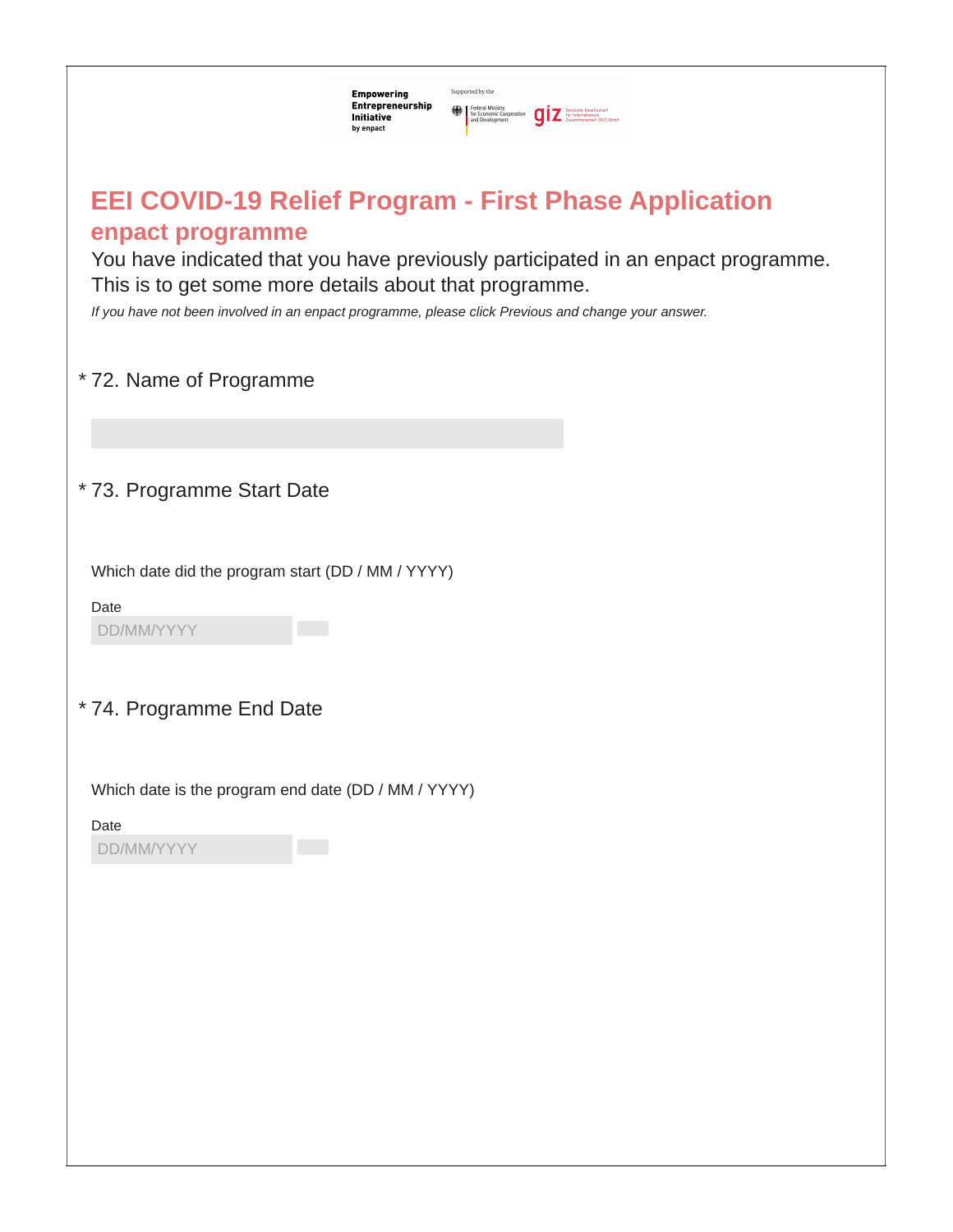Empowering Entrepreneurship Initiative by enpact

Supported by the Federal Ministry for Economic Cooperation and Development | giz Deutsche Gesellschaft für Internationale Zusammenarbeit (GIZ) GmbH

# EEI COVID-19 Relief Program - First Phase Application

## enpact programme

You have indicated that you have previously participated in an enpact programme. This is to get some more details about that programme.

*If you have not been involved in an enpact programme, please click Previous and change your answer.*

\* 72. Name of Programme

\* 73. Programme Start Date

Which date did the program start (DD / MM / YYYY)

Date

DD/MM/YYYY

\* 74. Programme End Date

Which date is the program end date (DD / MM / YYYY)

Date

DD/MM/YYYY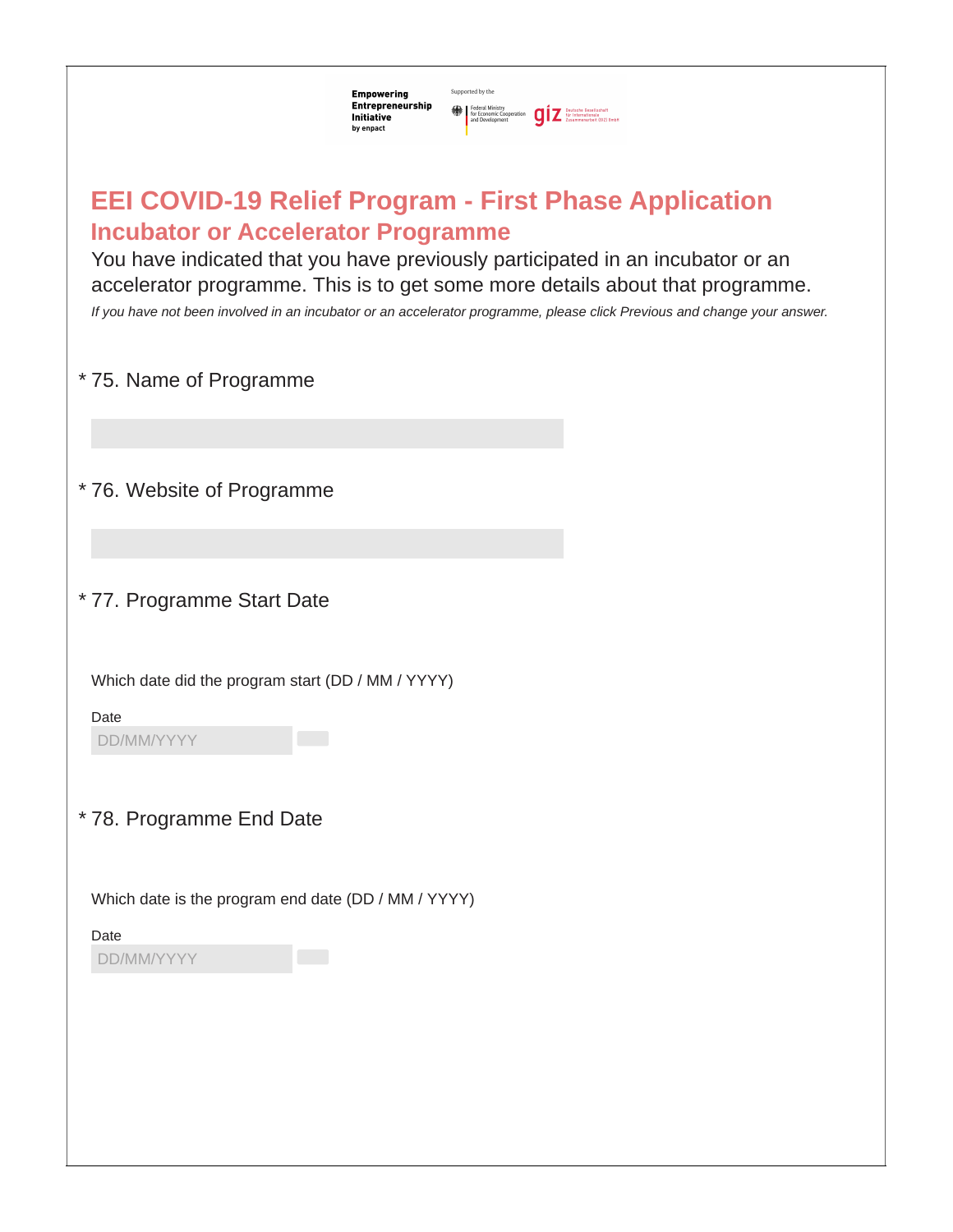Empowering Entrepreneurship Initiative by enpact

Supported by the Federal Ministry for Economic Cooperation and Development | giz Deutsche Gesellschaft für Internationale Zusammenarbeit (GIZ) GmbH

# EEI COVID-19 Relief Program - First Phase Application

## Incubator or Accelerator Programme

You have indicated that you have previously participated in an incubator or an accelerator programme. This is to get some more details about that programme.

*If you have not been involved in an incubator or an accelerator programme, please click Previous and change your answer.*

\* 75. Name of Programme

\* 76. Website of Programme

\* 77. Programme Start Date

Which date did the program start (DD / MM / YYYY)

Date

DD/MM/YYYY

\* 78. Programme End Date

Which date is the program end date (DD / MM / YYYY)

Date

DD/MM/YYYY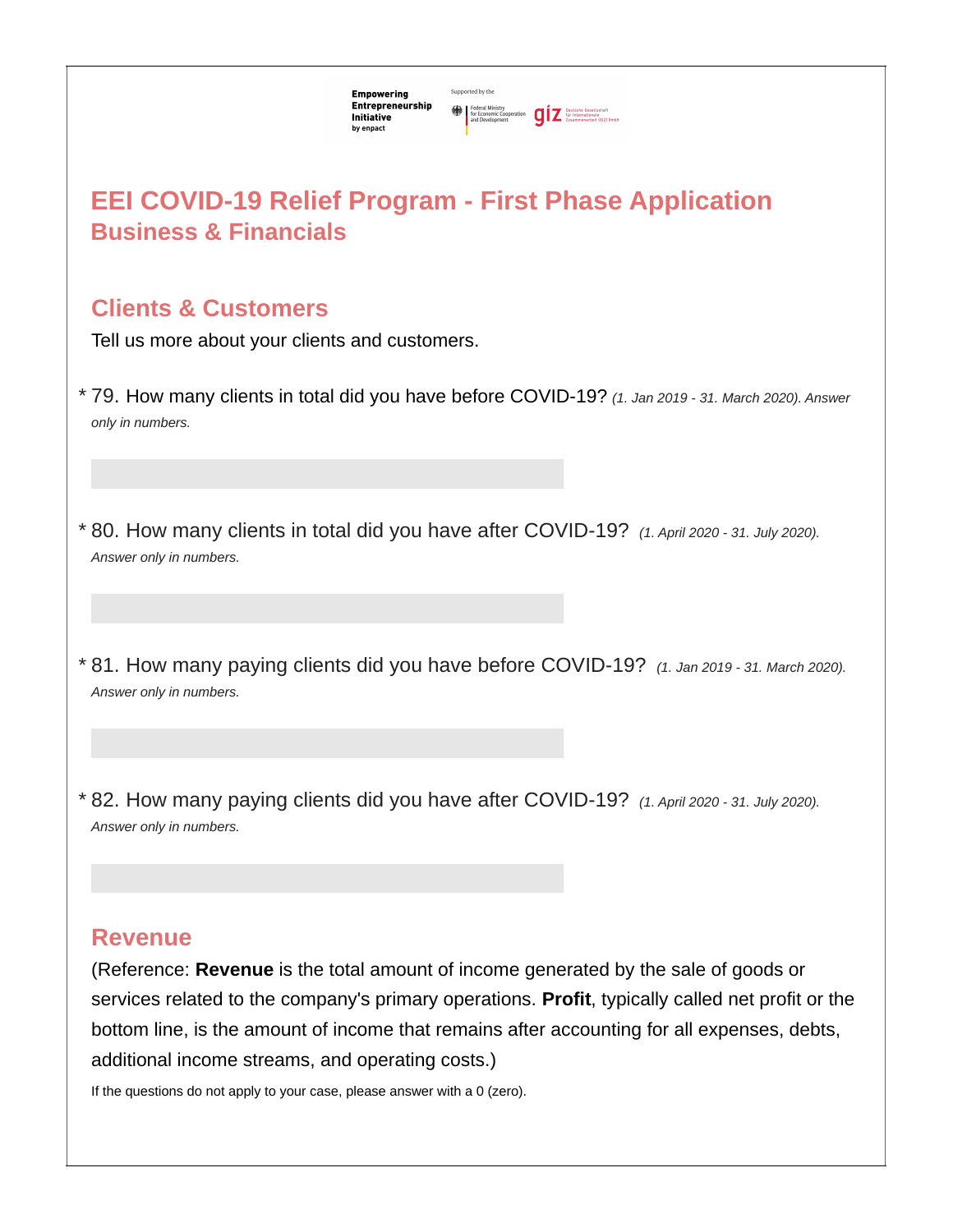# EEI COVID-19 Relief Program - First Phase Application

## Business & Financials

### Clients & Customers

Tell us more about your clients and customers.

\* 79. How many clients in total did you have before COVID-19? *(1. Jan 2019 - 31. March 2020). Answer only in numbers.*

\* 80. How many clients in total did you have after COVID-19? *(1. April 2020 - 31. July 2020). Answer only in numbers.*

\* 81. How many paying clients did you have before COVID-19? *(1. Jan 2019 - 31. March 2020). Answer only in numbers.*

\* 82. How many paying clients did you have after COVID-19? *(1. April 2020 - 31. July 2020). Answer only in numbers.*

### Revenue

(Reference: **Revenue** is the total amount of income generated by the sale of goods or services related to the company's primary operations. **Profit**, typically called net profit or the bottom line, is the amount of income that remains after accounting for all expenses, debts, additional income streams, and operating costs.)

If the questions do not apply to your case, please answer with a 0 (zero).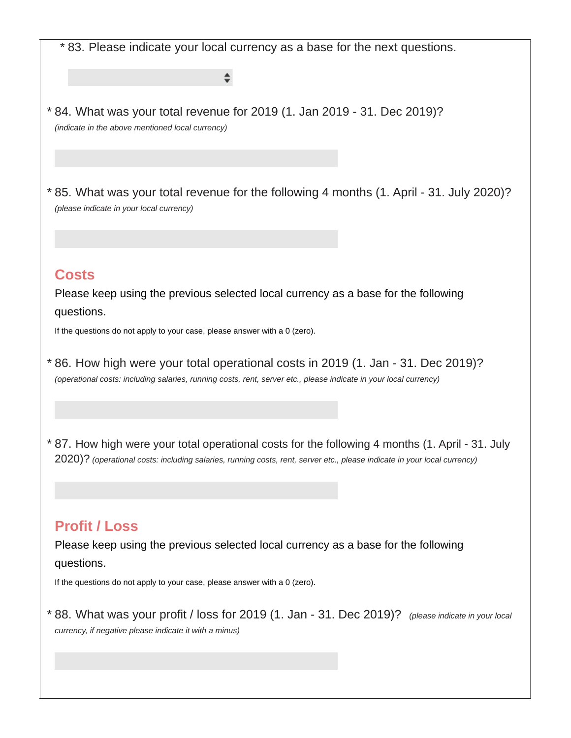* 83. Please indicate your local currency as a base for the next questions.

* 84. What was your total revenue for 2019 (1. Jan 2019 - 31. Dec 2019)?

*(indicate in the above mentioned local currency)*

* 85. What was your total revenue for the following 4 months (1. April - 31. July 2020)?

*(please indicate in your local currency)*

## Costs

Please keep using the previous selected local currency as a base for the following questions.

If the questions do not apply to your case, please answer with a 0 (zero).

* 86. How high were your total operational costs in 2019 (1. Jan - 31. Dec 2019)?

*(operational costs: including salaries, running costs, rent, server etc., please indicate in your local currency)*

* 87. How high were your total operational costs for the following 4 months (1. April - 31. July 2020)? *(operational costs: including salaries, running costs, rent, server etc., please indicate in your local currency)*

## Profit / Loss

Please keep using the previous selected local currency as a base for the following questions.

If the questions do not apply to your case, please answer with a 0 (zero).

* 88. What was your profit / loss for 2019 (1. Jan - 31. Dec 2019)? *(please indicate in your local currency, if negative please indicate it with a minus)*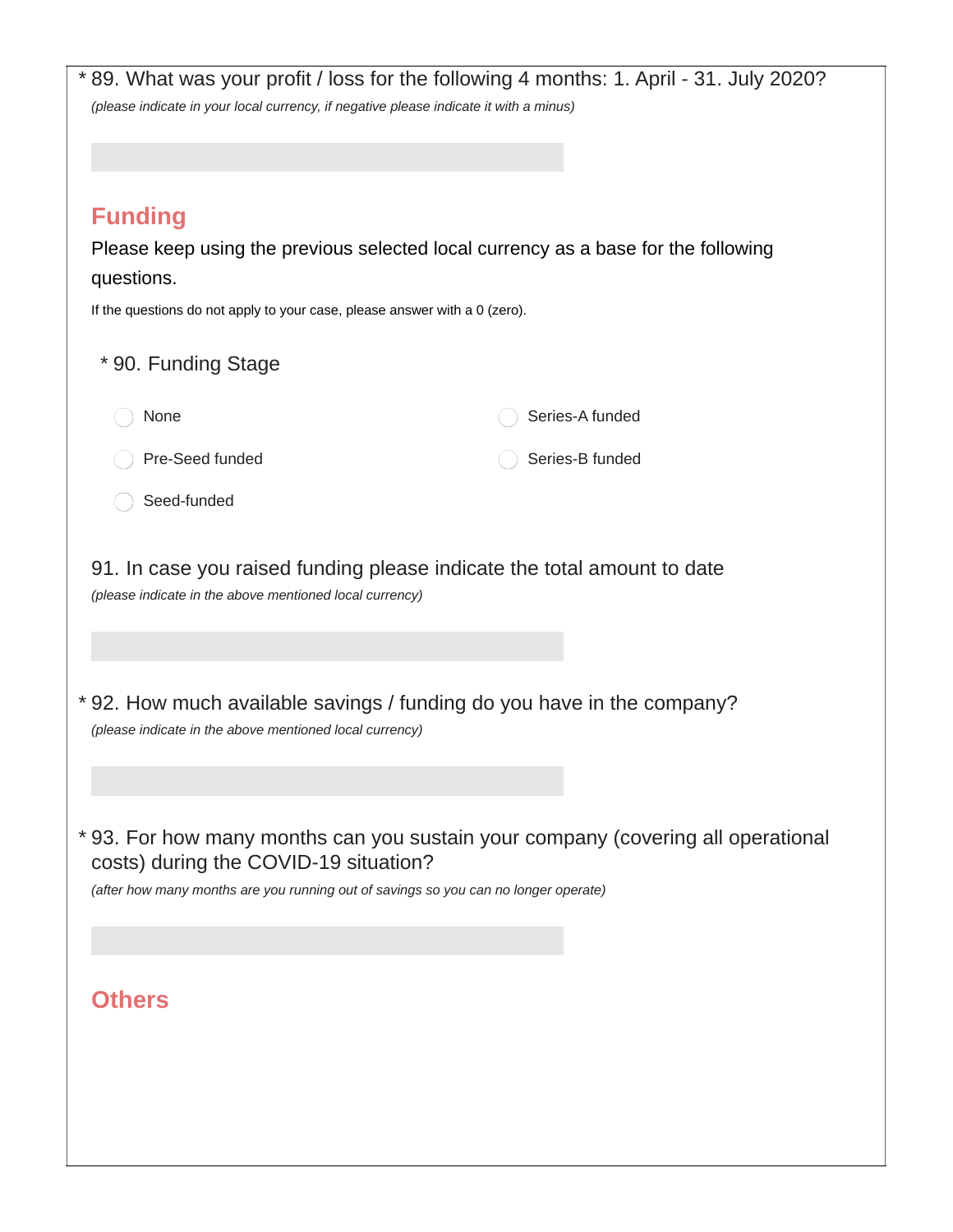\* 89. What was your profit / loss for the following 4 months: 1. April - 31. July 2020?

*(please indicate in your local currency, if negative please indicate it with a minus)*

## Funding

Please keep using the previous selected local currency as a base for the following questions.

If the questions do not apply to your case, please answer with a 0 (zero).

\* 90. Funding Stage

- None
- Pre-Seed funded
- Seed-funded
- Series-A funded
- Series-B funded

91. In case you raised funding please indicate the total amount to date

*(please indicate in the above mentioned local currency)*

\* 92. How much available savings / funding do you have in the company?

*(please indicate in the above mentioned local currency)*

\* 93. For how many months can you sustain your company (covering all operational costs) during the COVID-19 situation?

*(after how many months are you running out of savings so you can no longer operate)*

## Others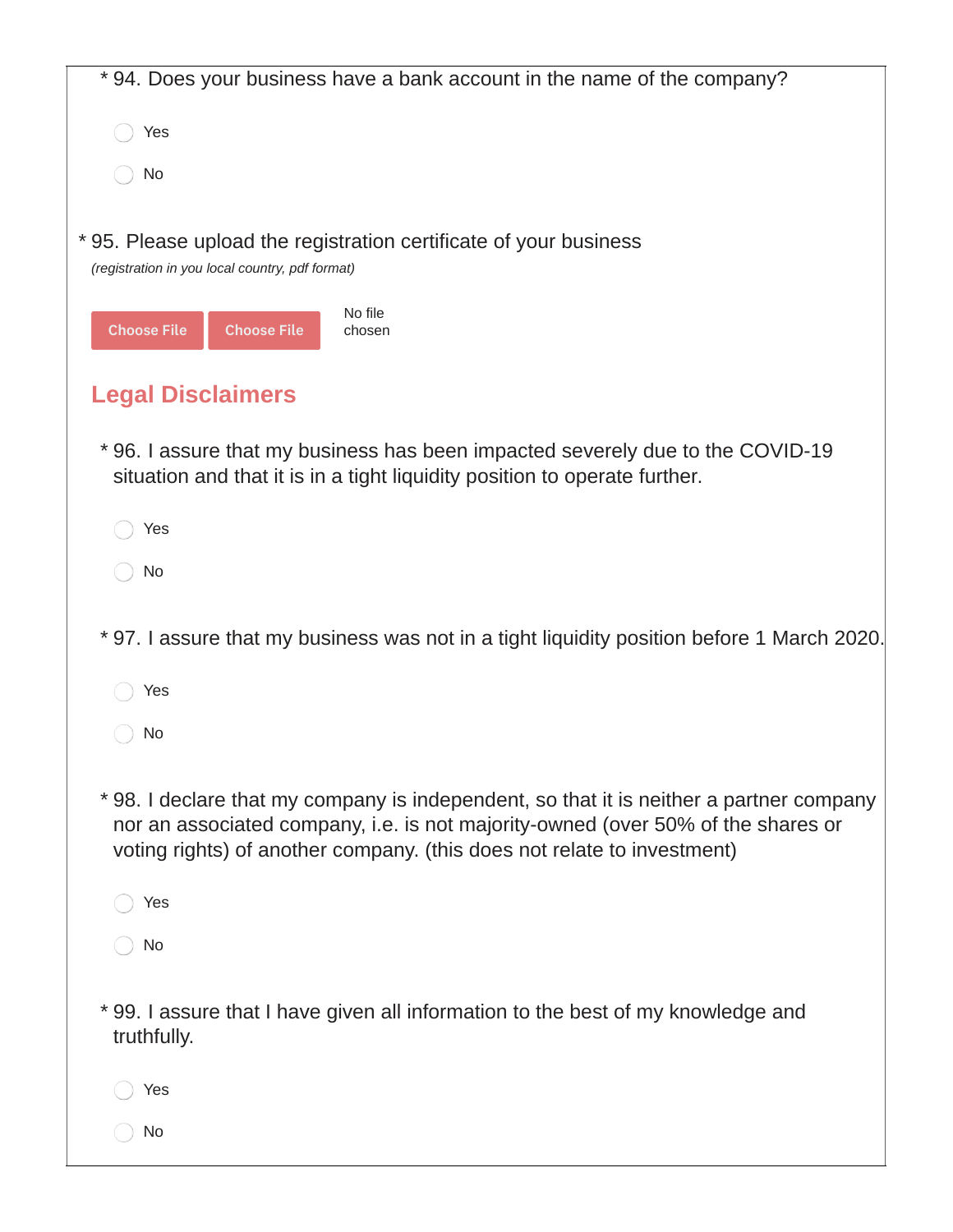\* 94. Does your business have a bank account in the name of the company?

- Yes
- No

\* 95. Please upload the registration certificate of your business

*(registration in you local country, pdf format)*

Choose File Choose File No file chosen

## Legal Disclaimers

\* 96. I assure that my business has been impacted severely due to the COVID-19 situation and that it is in a tight liquidity position to operate further.

- Yes
- No

\* 97. I assure that my business was not in a tight liquidity position before 1 March 2020.

- Yes
- No

\* 98. I declare that my company is independent, so that it is neither a partner company nor an associated company, i.e. is not majority-owned (over 50% of the shares or voting rights) of another company. (this does not relate to investment)

- Yes
- No

\* 99. I assure that I have given all information to the best of my knowledge and truthfully.

- Yes
- No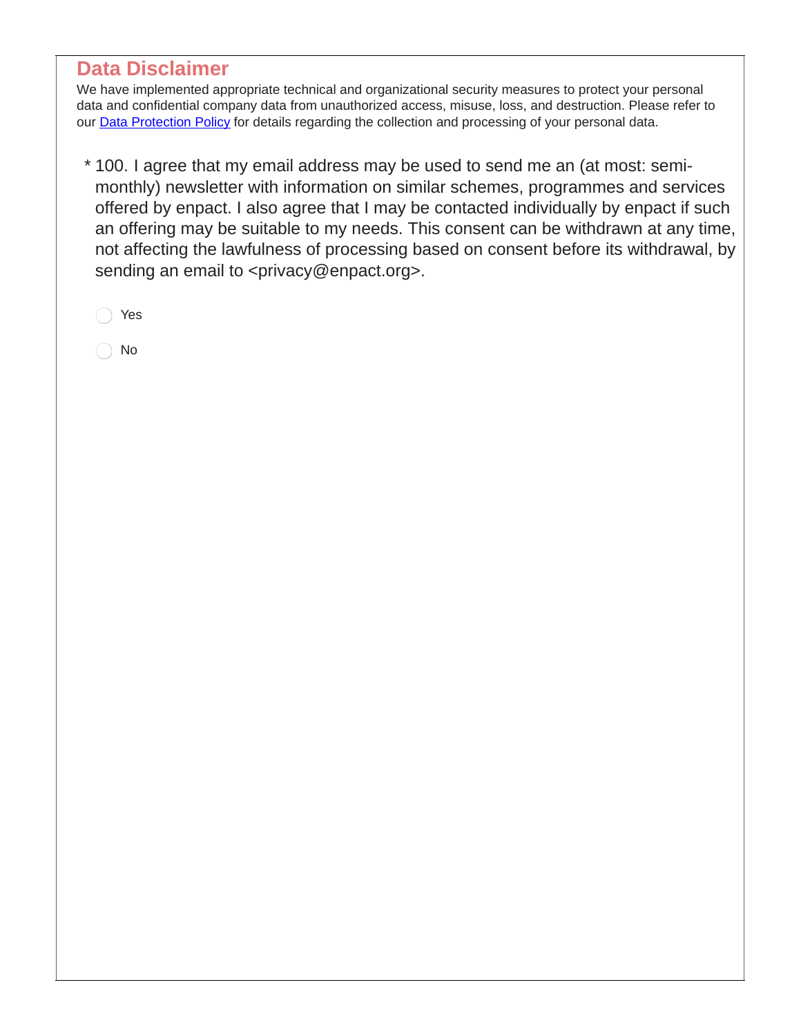## Data Disclaimer

We have implemented appropriate technical and organizational security measures to protect your personal data and confidential company data from unauthorized access, misuse, loss, and destruction. Please refer to our [Data Protection Policy]() for details regarding the collection and processing of your personal data.

* 100. I agree that my email address may be used to send me an (at most: semi-monthly) newsletter with information on similar schemes, programmes and services offered by enpact. I also agree that I may be contacted individually by enpact if such an offering may be suitable to my needs. This consent can be withdrawn at any time, not affecting the lawfulness of processing based on consent before its withdrawal, by sending an email to <privacy@enpact.org>.

- ◯ Yes
- ◯ No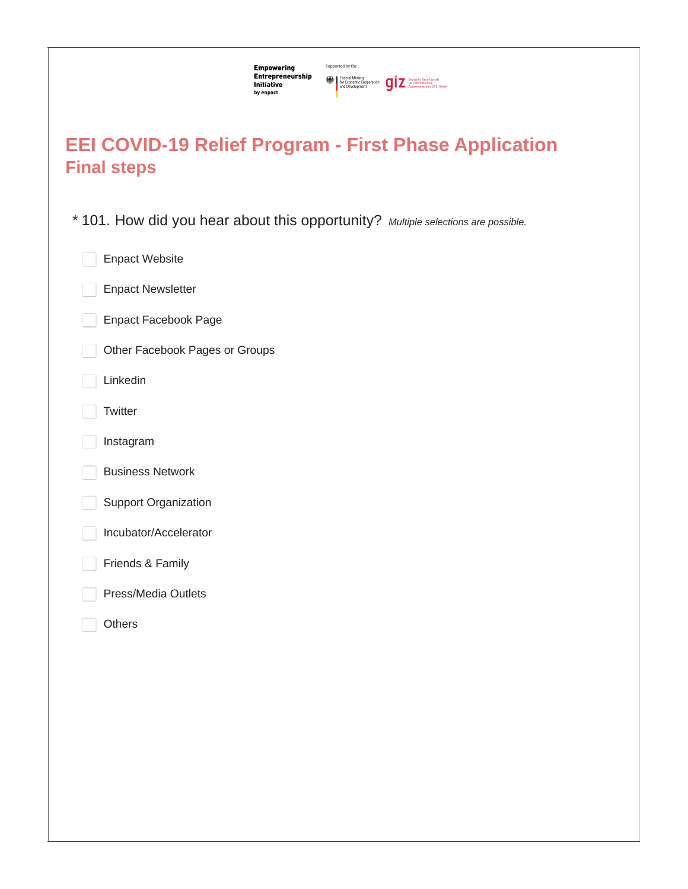# EEI COVID-19 Relief Program - First Phase Application

## Final steps

* 101. How did you hear about this opportunity? *Multiple selections are possible.*

- [ ] Enpact Website
- [ ] Enpact Newsletter
- [ ] Enpact Facebook Page
- [ ] Other Facebook Pages or Groups
- [ ] Linkedin
- [ ] Twitter
- [ ] Instagram
- [ ] Business Network
- [ ] Support Organization
- [ ] Incubator/Accelerator
- [ ] Friends & Family
- [ ] Press/Media Outlets
- [ ] Others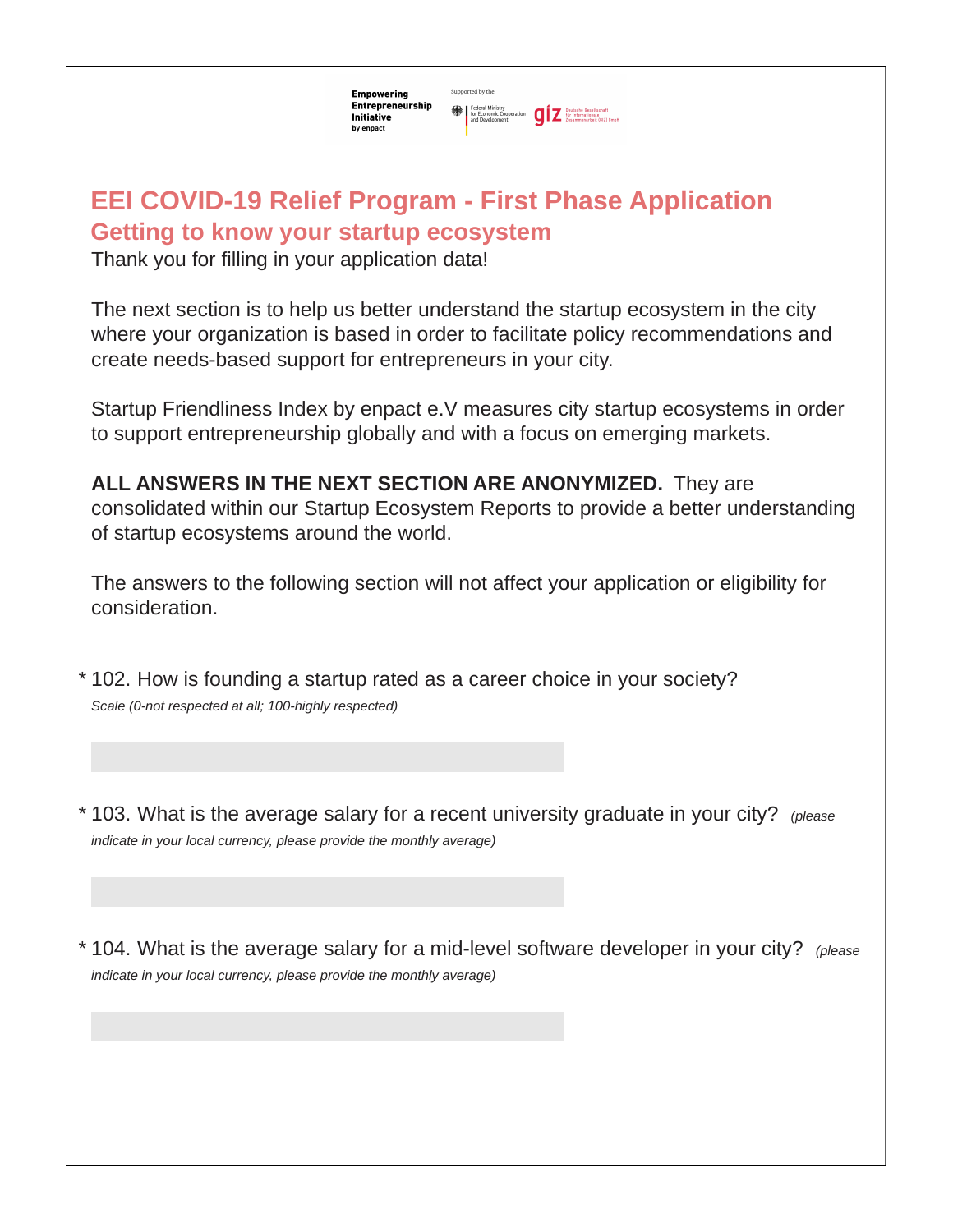Empowering Entrepreneurship Initiative by enpact

Supported by the Federal Ministry for Economic Cooperation and Development | giz Deutsche Gesellschaft für Internationale Zusammenarbeit (GIZ) GmbH

# EEI COVID-19 Relief Program - First Phase Application

## Getting to know your startup ecosystem

Thank you for filling in your application data!

The next section is to help us better understand the startup ecosystem in the city where your organization is based in order to facilitate policy recommendations and create needs-based support for entrepreneurs in your city.

Startup Friendliness Index by enpact e.V measures city startup ecosystems in order to support entrepreneurship globally and with a focus on emerging markets.

**ALL ANSWERS IN THE NEXT SECTION ARE ANONYMIZED.** They are consolidated within our Startup Ecosystem Reports to provide a better understanding of startup ecosystems around the world.

The answers to the following section will not affect your application or eligibility for consideration.

\* 102. How is founding a startup rated as a career choice in your society?
*Scale (0-not respected at all; 100-highly respected)*

\* 103. What is the average salary for a recent university graduate in your city? *(please indicate in your local currency, please provide the monthly average)*

\* 104. What is the average salary for a mid-level software developer in your city? *(please indicate in your local currency, please provide the monthly average)*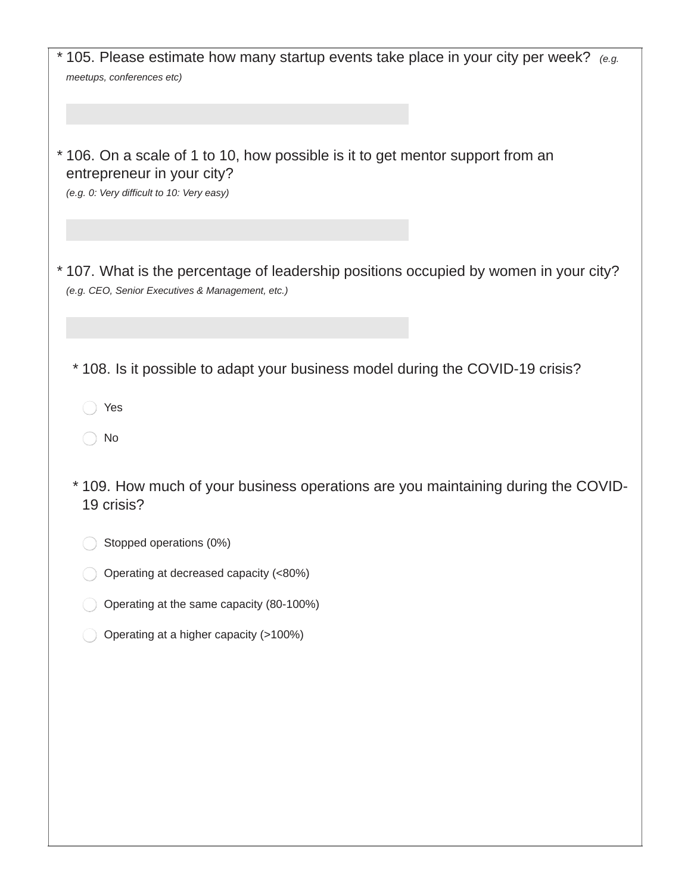\* 105. Please estimate how many startup events take place in your city per week? *(e.g. meetups, conferences etc)*

\* 106. On a scale of 1 to 10, how possible is it to get mentor support from an entrepreneur in your city?
*(e.g. 0: Very difficult to 10: Very easy)*

\* 107. What is the percentage of leadership positions occupied by women in your city?
*(e.g. CEO, Senior Executives & Management, etc.)*

\* 108. Is it possible to adapt your business model during the COVID-19 crisis?

- Yes
- No

\* 109. How much of your business operations are you maintaining during the COVID-19 crisis?

- Stopped operations (0%)
- Operating at decreased capacity (<80%)
- Operating at the same capacity (80-100%)
- Operating at a higher capacity (>100%)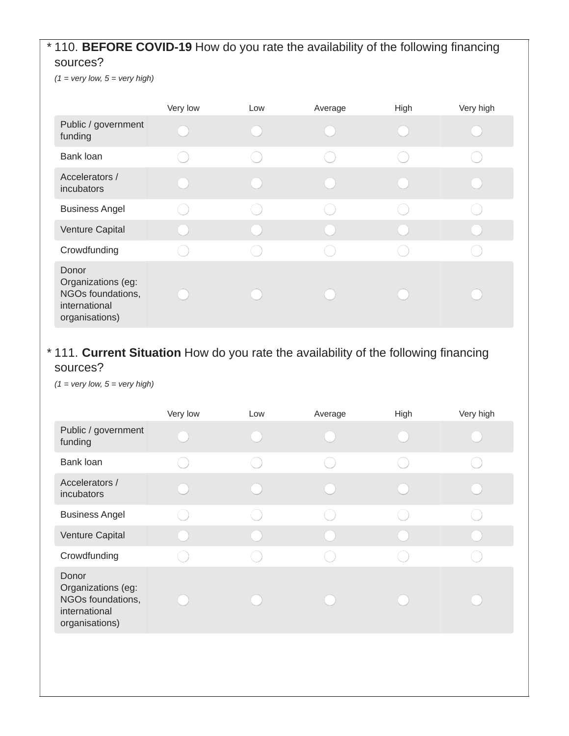\* 110. **BEFORE COVID-19** How do you rate the availability of the following financing sources?

*(1 = very low, 5 = very high)*

| | Very low | Low | Average | High | Very high |
|---|---|---|---|---|---|
| Public / government funding | ◯ | ◯ | ◯ | ◯ | ◯ |
| Bank loan | ◯ | ◯ | ◯ | ◯ | ◯ |
| Accelerators / incubators | ◯ | ◯ | ◯ | ◯ | ◯ |
| Business Angel | ◯ | ◯ | ◯ | ◯ | ◯ |
| Venture Capital | ◯ | ◯ | ◯ | ◯ | ◯ |
| Crowdfunding | ◯ | ◯ | ◯ | ◯ | ◯ |
| Donor Organizations (eg: NGOs foundations, international organisations) | ◯ | ◯ | ◯ | ◯ | ◯ |

\* 111. **Current Situation** How do you rate the availability of the following financing sources?

*(1 = very low, 5 = very high)*

| | Very low | Low | Average | High | Very high |
|---|---|---|---|---|---|
| Public / government funding | ◯ | ◯ | ◯ | ◯ | ◯ |
| Bank loan | ◯ | ◯ | ◯ | ◯ | ◯ |
| Accelerators / incubators | ◯ | ◯ | ◯ | ◯ | ◯ |
| Business Angel | ◯ | ◯ | ◯ | ◯ | ◯ |
| Venture Capital | ◯ | ◯ | ◯ | ◯ | ◯ |
| Crowdfunding | ◯ | ◯ | ◯ | ◯ | ◯ |
| Donor Organizations (eg: NGOs foundations, international organisations) | ◯ | ◯ | ◯ | ◯ | ◯ |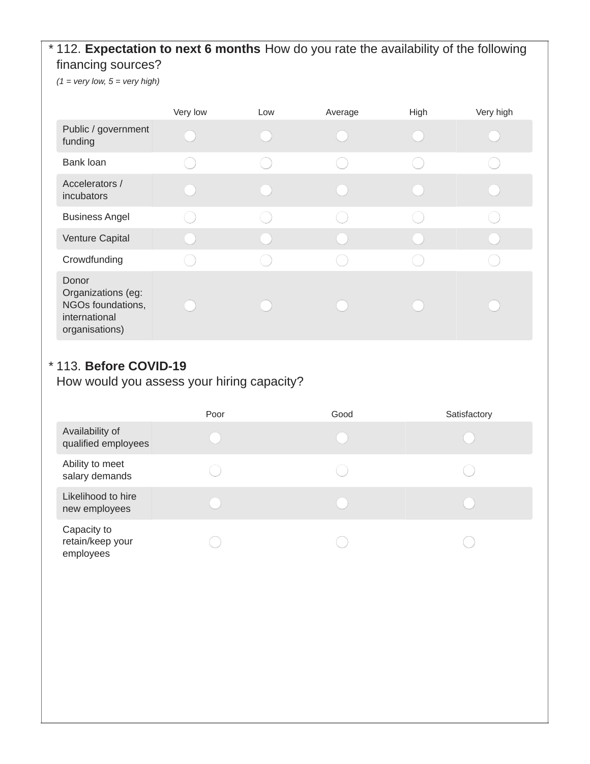\* 112. **Expectation to next 6 months** How do you rate the availability of the following financing sources?

*(1 = very low, 5 = very high)*

| | Very low | Low | Average | High | Very high |
|---|---|---|---|---|---|
| Public / government funding | ◯ | ◯ | ◯ | ◯ | ◯ |
| Bank loan | ◯ | ◯ | ◯ | ◯ | ◯ |
| Accelerators / incubators | ◯ | ◯ | ◯ | ◯ | ◯ |
| Business Angel | ◯ | ◯ | ◯ | ◯ | ◯ |
| Venture Capital | ◯ | ◯ | ◯ | ◯ | ◯ |
| Crowdfunding | ◯ | ◯ | ◯ | ◯ | ◯ |
| Donor Organizations (eg: NGOs foundations, international organisations) | ◯ | ◯ | ◯ | ◯ | ◯ |

\* 113. **Before COVID-19**
How would you assess your hiring capacity?

| | Poor | Good | Satisfactory |
|---|---|---|---|
| Availability of qualified employees | ◯ | ◯ | ◯ |
| Ability to meet salary demands | ◯ | ◯ | ◯ |
| Likelihood to hire new employees | ◯ | ◯ | ◯ |
| Capacity to retain/keep your employees | ◯ | ◯ | ◯ |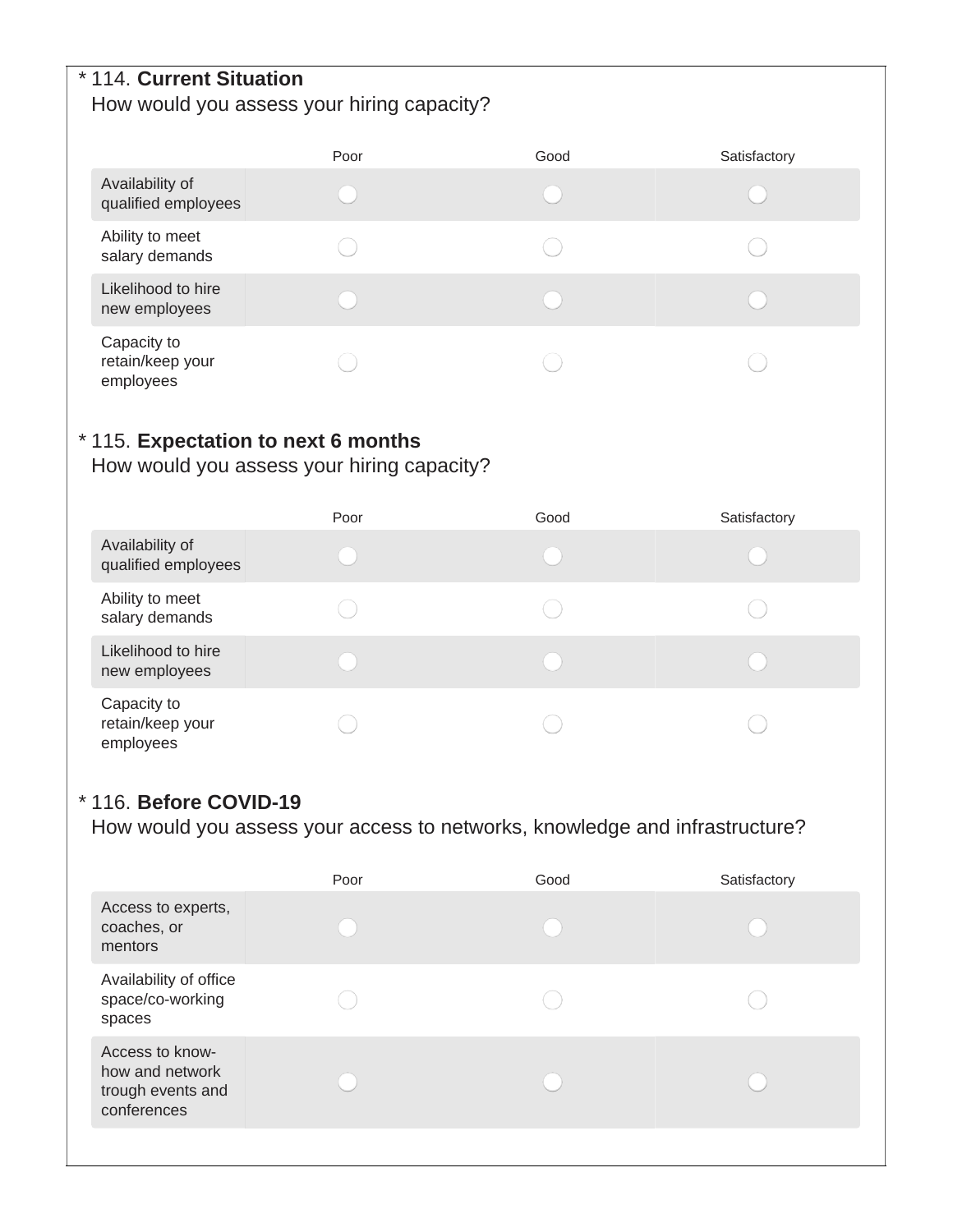\* 114. **Current Situation**
How would you assess your hiring capacity?

| | Poor | Good | Satisfactory |
|---|---|---|---|
| Availability of qualified employees | ◯ | ◯ | ◯ |
| Ability to meet salary demands | ◯ | ◯ | ◯ |
| Likelihood to hire new employees | ◯ | ◯ | ◯ |
| Capacity to retain/keep your employees | ◯ | ◯ | ◯ |

\* 115. **Expectation to next 6 months**
How would you assess your hiring capacity?

| | Poor | Good | Satisfactory |
|---|---|---|---|
| Availability of qualified employees | ◯ | ◯ | ◯ |
| Ability to meet salary demands | ◯ | ◯ | ◯ |
| Likelihood to hire new employees | ◯ | ◯ | ◯ |
| Capacity to retain/keep your employees | ◯ | ◯ | ◯ |

\* 116. **Before COVID-19**
How would you assess your access to networks, knowledge and infrastructure?

| | Poor | Good | Satisfactory |
|---|---|---|---|
| Access to experts, coaches, or mentors | ◯ | ◯ | ◯ |
| Availability of office space/co-working spaces | ◯ | ◯ | ◯ |
| Access to know-how and network trough events and conferences | ◯ | ◯ | ◯ |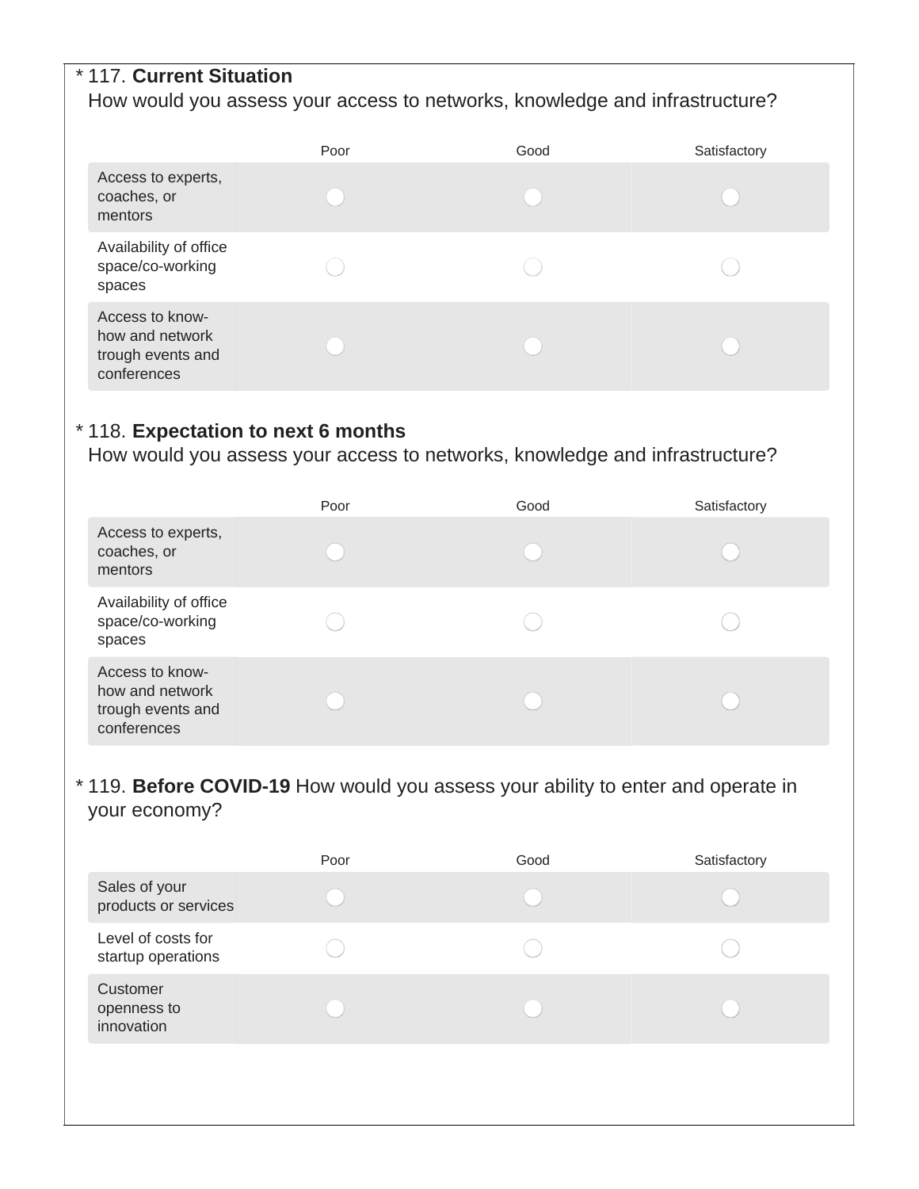\* 117. **Current Situation**
How would you assess your access to networks, knowledge and infrastructure?

| | Poor | Good | Satisfactory |
|---|---|---|---|
| Access to experts, coaches, or mentors | ◯ | ◯ | ◯ |
| Availability of office space/co-working spaces | ◯ | ◯ | ◯ |
| Access to know-how and network trough events and conferences | ◯ | ◯ | ◯ |

\* 118. **Expectation to next 6 months**
How would you assess your access to networks, knowledge and infrastructure?

| | Poor | Good | Satisfactory |
|---|---|---|---|
| Access to experts, coaches, or mentors | ◯ | ◯ | ◯ |
| Availability of office space/co-working spaces | ◯ | ◯ | ◯ |
| Access to know-how and network trough events and conferences | ◯ | ◯ | ◯ |

\* 119. **Before COVID-19** How would you assess your ability to enter and operate in your economy?

| | Poor | Good | Satisfactory |
|---|---|---|---|
| Sales of your products or services | ◯ | ◯ | ◯ |
| Level of costs for startup operations | ◯ | ◯ | ◯ |
| Customer openness to innovation | ◯ | ◯ | ◯ |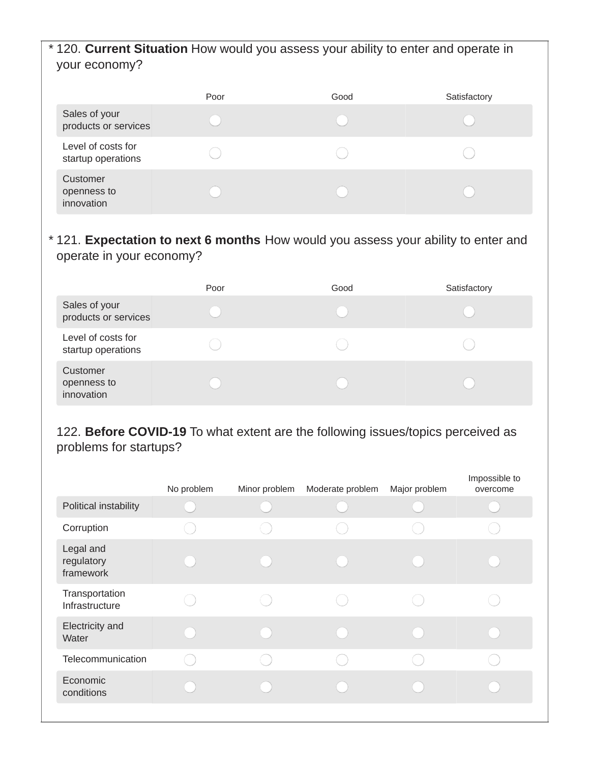\* 120. **Current Situation** How would you assess your ability to enter and operate in your economy?

| | Poor | Good | Satisfactory |
|---|---|---|---|
| Sales of your products or services | ◯ | ◯ | ◯ |
| Level of costs for startup operations | ◯ | ◯ | ◯ |
| Customer openness to innovation | ◯ | ◯ | ◯ |

\* 121. **Expectation to next 6 months** How would you assess your ability to enter and operate in your economy?

| | Poor | Good | Satisfactory |
|---|---|---|---|
| Sales of your products or services | ◯ | ◯ | ◯ |
| Level of costs for startup operations | ◯ | ◯ | ◯ |
| Customer openness to innovation | ◯ | ◯ | ◯ |

122. **Before COVID-19** To what extent are the following issues/topics perceived as problems for startups?

| | No problem | Minor problem | Moderate problem | Major problem | Impossible to overcome |
|---|---|---|---|---|---|
| Political instability | ◯ | ◯ | ◯ | ◯ | ◯ |
| Corruption | ◯ | ◯ | ◯ | ◯ | ◯ |
| Legal and regulatory framework | ◯ | ◯ | ◯ | ◯ | ◯ |
| Transportation Infrastructure | ◯ | ◯ | ◯ | ◯ | ◯ |
| Electricity and Water | ◯ | ◯ | ◯ | ◯ | ◯ |
| Telecommunication | ◯ | ◯ | ◯ | ◯ | ◯ |
| Economic conditions | ◯ | ◯ | ◯ | ◯ | ◯ |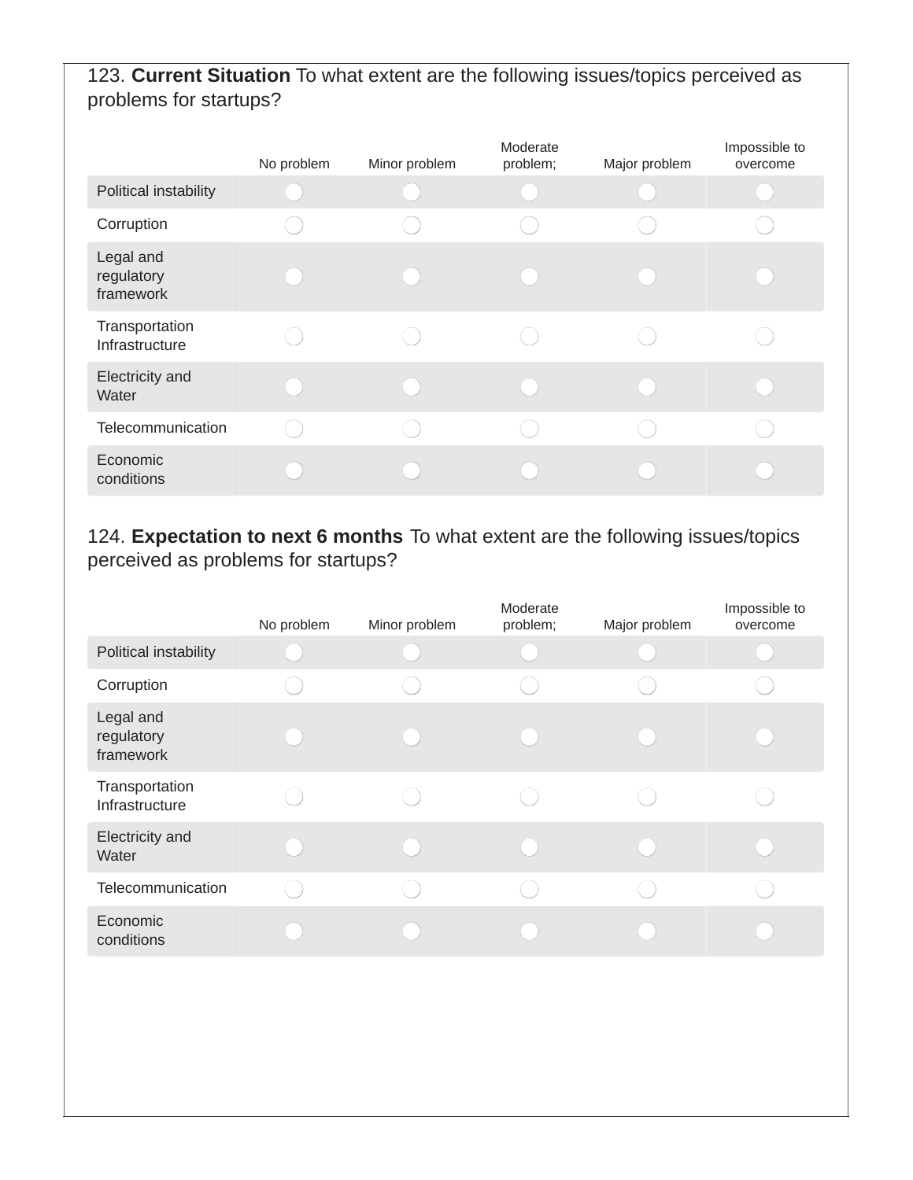123. **Current Situation** To what extent are the following issues/topics perceived as problems for startups?

| | No problem | Minor problem | Moderate problem; | Major problem | Impossible to overcome |
|---|---|---|---|---|---|
| Political instability | ◯ | ◯ | ◯ | ◯ | ◯ |
| Corruption | ◯ | ◯ | ◯ | ◯ | ◯ |
| Legal and regulatory framework | ◯ | ◯ | ◯ | ◯ | ◯ |
| Transportation Infrastructure | ◯ | ◯ | ◯ | ◯ | ◯ |
| Electricity and Water | ◯ | ◯ | ◯ | ◯ | ◯ |
| Telecommunication | ◯ | ◯ | ◯ | ◯ | ◯ |
| Economic conditions | ◯ | ◯ | ◯ | ◯ | ◯ |

124. **Expectation to next 6 months** To what extent are the following issues/topics perceived as problems for startups?

| | No problem | Minor problem | Moderate problem; | Major problem | Impossible to overcome |
|---|---|---|---|---|---|
| Political instability | ◯ | ◯ | ◯ | ◯ | ◯ |
| Corruption | ◯ | ◯ | ◯ | ◯ | ◯ |
| Legal and regulatory framework | ◯ | ◯ | ◯ | ◯ | ◯ |
| Transportation Infrastructure | ◯ | ◯ | ◯ | ◯ | ◯ |
| Electricity and Water | ◯ | ◯ | ◯ | ◯ | ◯ |
| Telecommunication | ◯ | ◯ | ◯ | ◯ | ◯ |
| Economic conditions | ◯ | ◯ | ◯ | ◯ | ◯ |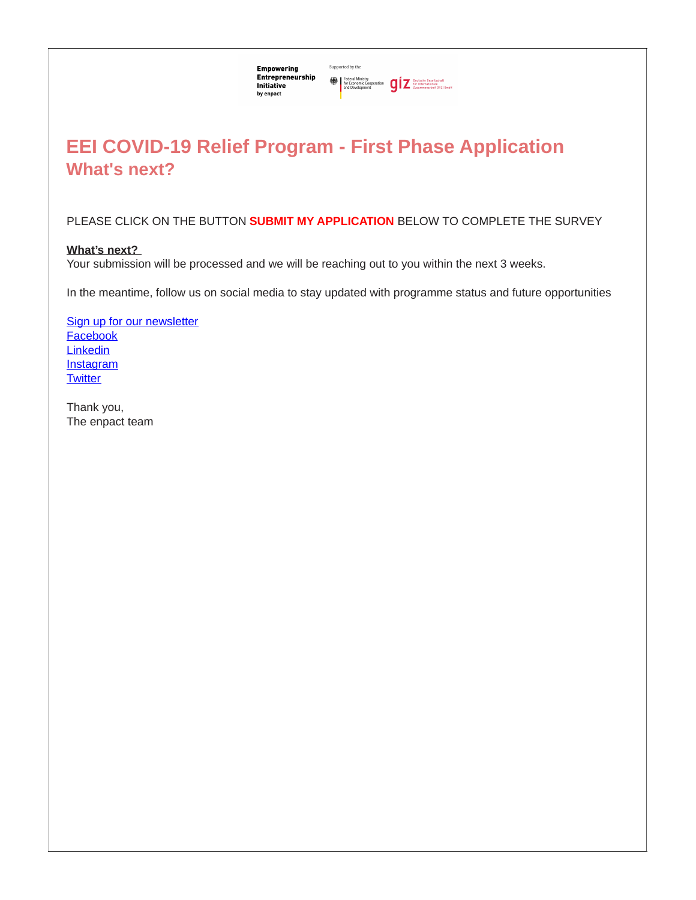# EEI COVID-19 Relief Program - First Phase Application

## What's next?

PLEASE CLICK ON THE BUTTON **SUBMIT MY APPLICATION** BELOW TO COMPLETE THE SURVEY

**What's next?**
Your submission will be processed and we will be reaching out to you within the next 3 weeks.

In the meantime, follow us on social media to stay updated with programme status and future opportunities

Sign up for our newsletter
Facebook
Linkedin
Instagram
Twitter

Thank you,
The enpact team